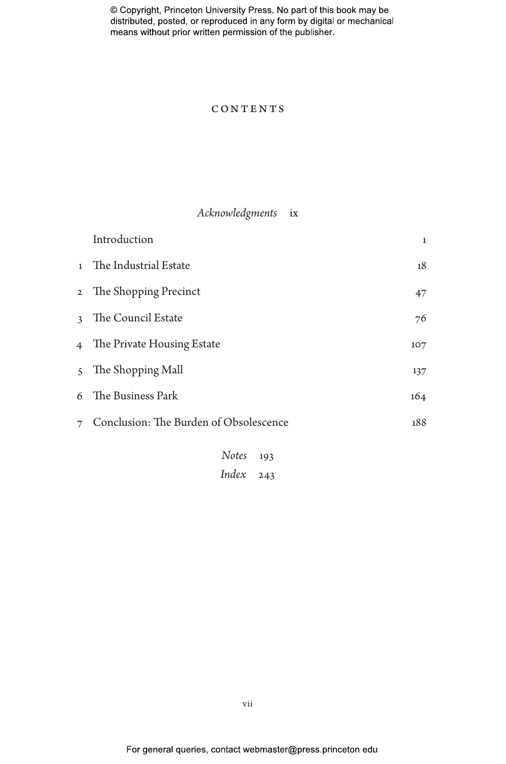# CONTENTS

*Acknowledgments* ix

| | | |
|---|---|---|
| | Introduction | 1 |
| 1 | The Industrial Estate | 18 |
| 2 | The Shopping Precinct | 47 |
| 3 | The Council Estate | 76 |
| 4 | The Private Housing Estate | 107 |
| 5 | The Shopping Mall | 137 |
| 6 | The Business Park | 164 |
| 7 | Conclusion: The Burden of Obsolescence | 188 |

*Notes* 193

*Index* 243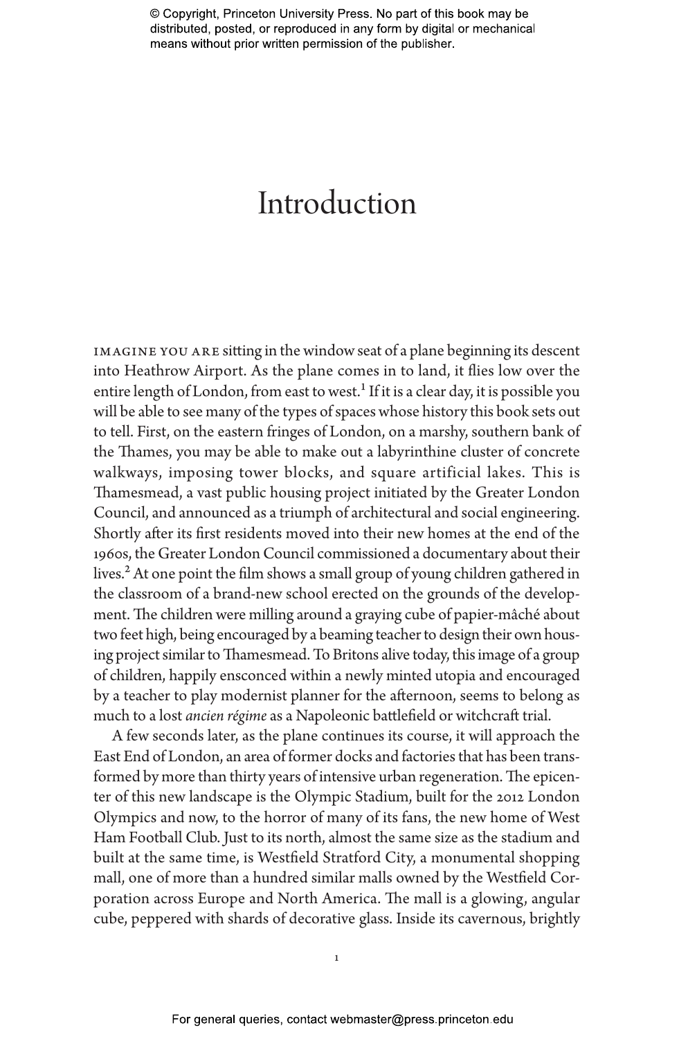# Introduction

IMAGINE YOU ARE sitting in the window seat of a plane beginning its descent into Heathrow Airport. As the plane comes in to land, it flies low over the entire length of London, from east to west.[1] If it is a clear day, it is possible you will be able to see many of the types of spaces whose history this book sets out to tell. First, on the eastern fringes of London, on a marshy, southern bank of the Thames, you may be able to make out a labyrinthine cluster of concrete walkways, imposing tower blocks, and square artificial lakes. This is Thamesmead, a vast public housing project initiated by the Greater London Council, and announced as a triumph of architectural and social engineering. Shortly after its first residents moved into their new homes at the end of the 1960s, the Greater London Council commissioned a documentary about their lives.[2] At one point the film shows a small group of young children gathered in the classroom of a brand-new school erected on the grounds of the development. The children were milling around a graying cube of papier-mâché about two feet high, being encouraged by a beaming teacher to design their own housing project similar to Thamesmead. To Britons alive today, this image of a group of children, happily ensconced within a newly minted utopia and encouraged by a teacher to play modernist planner for the afternoon, seems to belong as much to a lost *ancien régime* as a Napoleonic battlefield or witchcraft trial.

A few seconds later, as the plane continues its course, it will approach the East End of London, an area of former docks and factories that has been transformed by more than thirty years of intensive urban regeneration. The epicenter of this new landscape is the Olympic Stadium, built for the 2012 London Olympics and now, to the horror of many of its fans, the new home of West Ham Football Club. Just to its north, almost the same size as the stadium and built at the same time, is Westfield Stratford City, a monumental shopping mall, one of more than a hundred similar malls owned by the Westfield Corporation across Europe and North America. The mall is a glowing, angular cube, peppered with shards of decorative glass. Inside its cavernous, brightly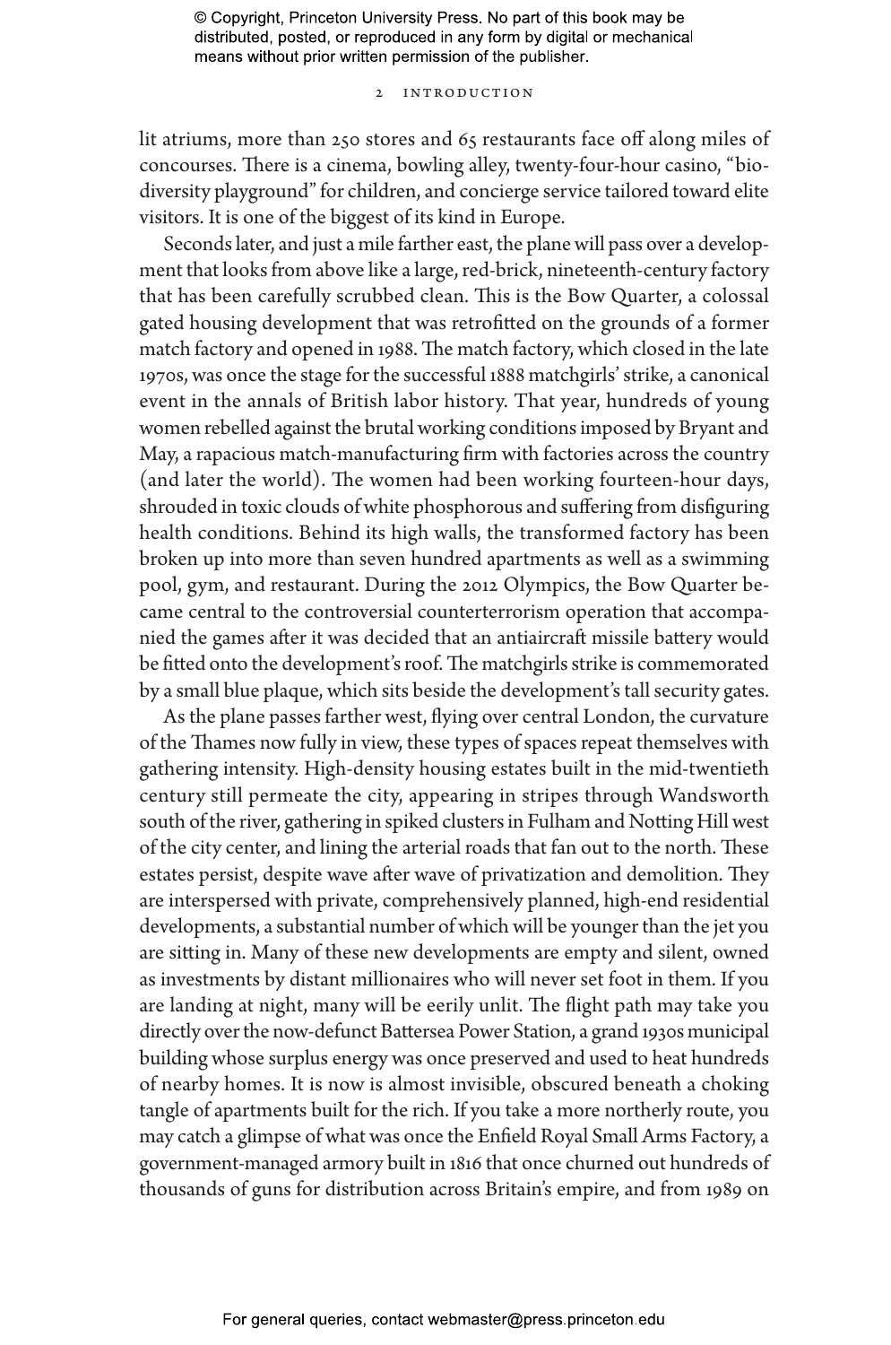lit atriums, more than 250 stores and 65 restaurants face off along miles of concourses. There is a cinema, bowling alley, twenty-four-hour casino, "biodiversity playground" for children, and concierge service tailored toward elite visitors. It is one of the biggest of its kind in Europe.

Seconds later, and just a mile farther east, the plane will pass over a development that looks from above like a large, red-brick, nineteenth-century factory that has been carefully scrubbed clean. This is the Bow Quarter, a colossal gated housing development that was retrofitted on the grounds of a former match factory and opened in 1988. The match factory, which closed in the late 1970s, was once the stage for the successful 1888 matchgirls' strike, a canonical event in the annals of British labor history. That year, hundreds of young women rebelled against the brutal working conditions imposed by Bryant and May, a rapacious match-manufacturing firm with factories across the country (and later the world). The women had been working fourteen-hour days, shrouded in toxic clouds of white phosphorous and suffering from disfiguring health conditions. Behind its high walls, the transformed factory has been broken up into more than seven hundred apartments as well as a swimming pool, gym, and restaurant. During the 2012 Olympics, the Bow Quarter became central to the controversial counterterrorism operation that accompanied the games after it was decided that an antiaircraft missile battery would be fitted onto the development's roof. The matchgirls strike is commemorated by a small blue plaque, which sits beside the development's tall security gates.

As the plane passes farther west, flying over central London, the curvature of the Thames now fully in view, these types of spaces repeat themselves with gathering intensity. High-density housing estates built in the mid-twentieth century still permeate the city, appearing in stripes through Wandsworth south of the river, gathering in spiked clusters in Fulham and Notting Hill west of the city center, and lining the arterial roads that fan out to the north. These estates persist, despite wave after wave of privatization and demolition. They are interspersed with private, comprehensively planned, high-end residential developments, a substantial number of which will be younger than the jet you are sitting in. Many of these new developments are empty and silent, owned as investments by distant millionaires who will never set foot in them. If you are landing at night, many will be eerily unlit. The flight path may take you directly over the now-defunct Battersea Power Station, a grand 1930s municipal building whose surplus energy was once preserved and used to heat hundreds of nearby homes. It is now is almost invisible, obscured beneath a choking tangle of apartments built for the rich. If you take a more northerly route, you may catch a glimpse of what was once the Enfield Royal Small Arms Factory, a government-managed armory built in 1816 that once churned out hundreds of thousands of guns for distribution across Britain's empire, and from 1989 on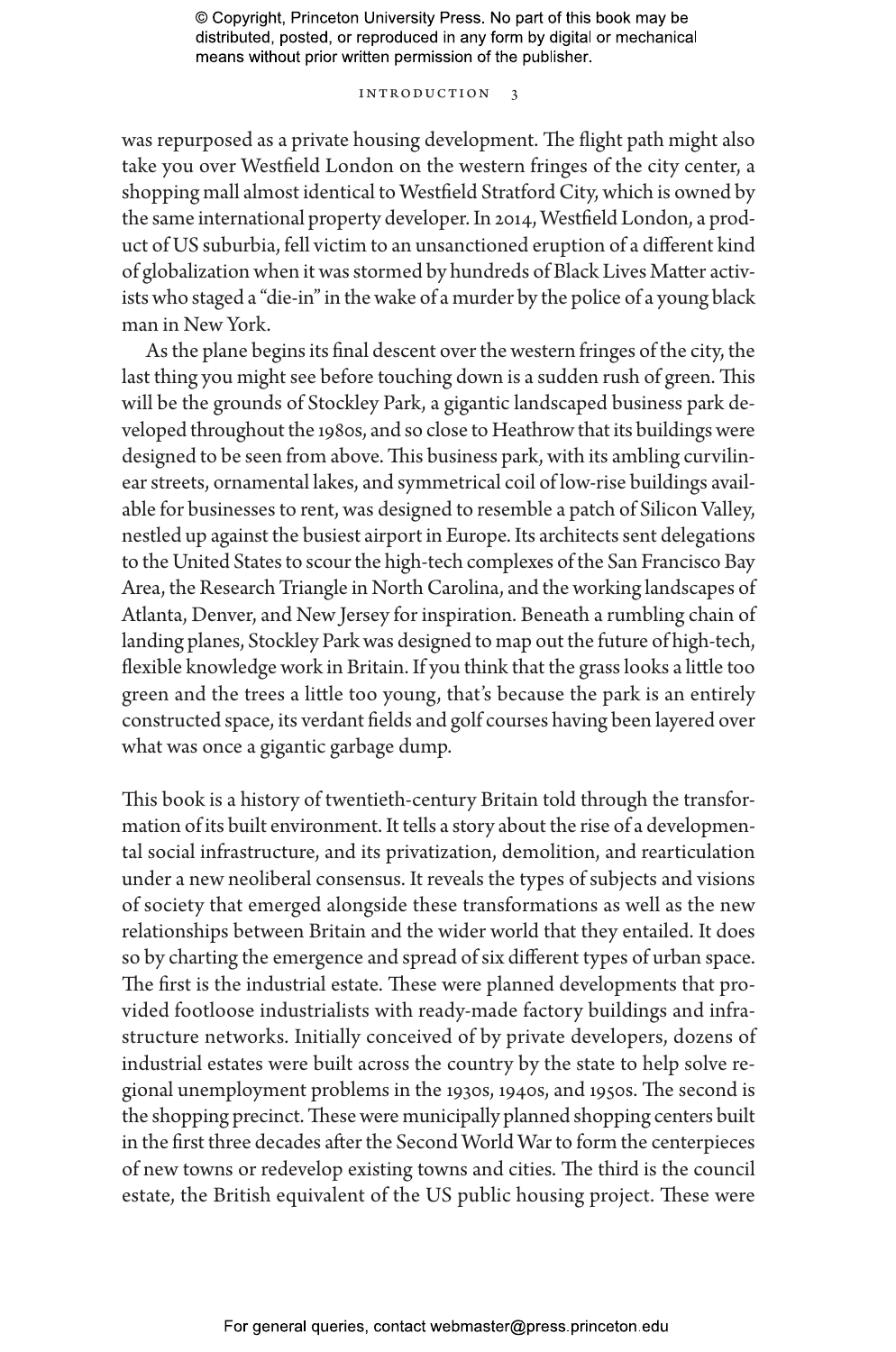was repurposed as a private housing development. The flight path might also take you over Westfield London on the western fringes of the city center, a shopping mall almost identical to Westfield Stratford City, which is owned by the same international property developer. In 2014, Westfield London, a product of US suburbia, fell victim to an unsanctioned eruption of a different kind of globalization when it was stormed by hundreds of Black Lives Matter activists who staged a "die-in" in the wake of a murder by the police of a young black man in New York.

As the plane begins its final descent over the western fringes of the city, the last thing you might see before touching down is a sudden rush of green. This will be the grounds of Stockley Park, a gigantic landscaped business park developed throughout the 1980s, and so close to Heathrow that its buildings were designed to be seen from above. This business park, with its ambling curvilinear streets, ornamental lakes, and symmetrical coil of low-rise buildings available for businesses to rent, was designed to resemble a patch of Silicon Valley, nestled up against the busiest airport in Europe. Its architects sent delegations to the United States to scour the high-tech complexes of the San Francisco Bay Area, the Research Triangle in North Carolina, and the working landscapes of Atlanta, Denver, and New Jersey for inspiration. Beneath a rumbling chain of landing planes, Stockley Park was designed to map out the future of high-tech, flexible knowledge work in Britain. If you think that the grass looks a little too green and the trees a little too young, that's because the park is an entirely constructed space, its verdant fields and golf courses having been layered over what was once a gigantic garbage dump.

This book is a history of twentieth-century Britain told through the transformation of its built environment. It tells a story about the rise of a developmental social infrastructure, and its privatization, demolition, and rearticulation under a new neoliberal consensus. It reveals the types of subjects and visions of society that emerged alongside these transformations as well as the new relationships between Britain and the wider world that they entailed. It does so by charting the emergence and spread of six different types of urban space. The first is the industrial estate. These were planned developments that provided footloose industrialists with ready-made factory buildings and infrastructure networks. Initially conceived of by private developers, dozens of industrial estates were built across the country by the state to help solve regional unemployment problems in the 1930s, 1940s, and 1950s. The second is the shopping precinct. These were municipally planned shopping centers built in the first three decades after the Second World War to form the centerpieces of new towns or redevelop existing towns and cities. The third is the council estate, the British equivalent of the US public housing project. These were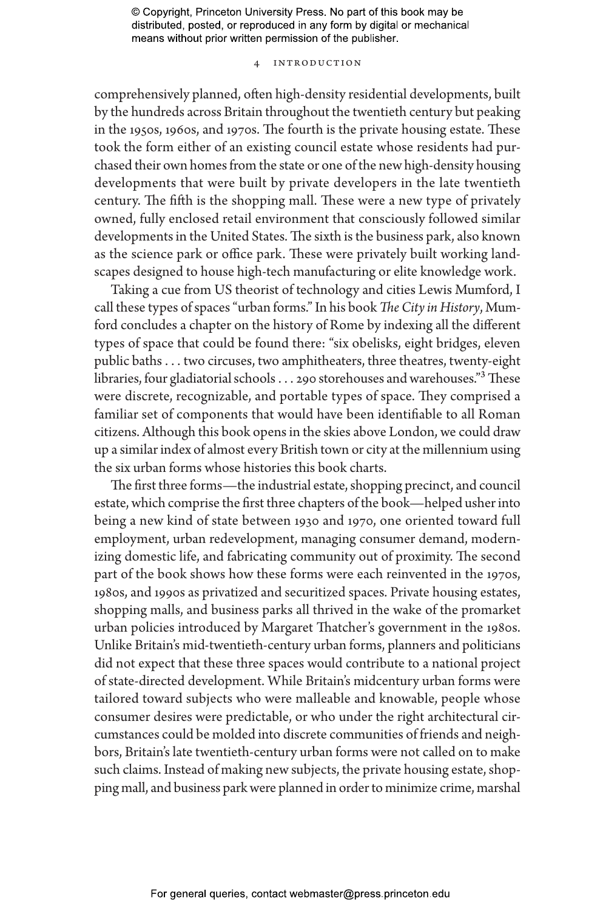comprehensively planned, often high-density residential developments, built by the hundreds across Britain throughout the twentieth century but peaking in the 1950s, 1960s, and 1970s. The fourth is the private housing estate. These took the form either of an existing council estate whose residents had purchased their own homes from the state or one of the new high-density housing developments that were built by private developers in the late twentieth century. The fifth is the shopping mall. These were a new type of privately owned, fully enclosed retail environment that consciously followed similar developments in the United States. The sixth is the business park, also known as the science park or office park. These were privately built working landscapes designed to house high-tech manufacturing or elite knowledge work.

Taking a cue from US theorist of technology and cities Lewis Mumford, I call these types of spaces "urban forms." In his book *The City in History*, Mumford concludes a chapter on the history of Rome by indexing all the different types of space that could be found there: "six obelisks, eight bridges, eleven public baths . . . two circuses, two amphitheaters, three theatres, twenty-eight libraries, four gladiatorial schools . . . 290 storehouses and warehouses."[3] These were discrete, recognizable, and portable types of space. They comprised a familiar set of components that would have been identifiable to all Roman citizens. Although this book opens in the skies above London, we could draw up a similar index of almost every British town or city at the millennium using the six urban forms whose histories this book charts.

The first three forms—the industrial estate, shopping precinct, and council estate, which comprise the first three chapters of the book—helped usher into being a new kind of state between 1930 and 1970, one oriented toward full employment, urban redevelopment, managing consumer demand, modernizing domestic life, and fabricating community out of proximity. The second part of the book shows how these forms were each reinvented in the 1970s, 1980s, and 1990s as privatized and securitized spaces. Private housing estates, shopping malls, and business parks all thrived in the wake of the promarket urban policies introduced by Margaret Thatcher's government in the 1980s. Unlike Britain's mid-twentieth-century urban forms, planners and politicians did not expect that these three spaces would contribute to a national project of state-directed development. While Britain's midcentury urban forms were tailored toward subjects who were malleable and knowable, people whose consumer desires were predictable, or who under the right architectural circumstances could be molded into discrete communities of friends and neighbors, Britain's late twentieth-century urban forms were not called on to make such claims. Instead of making new subjects, the private housing estate, shopping mall, and business park were planned in order to minimize crime, marshal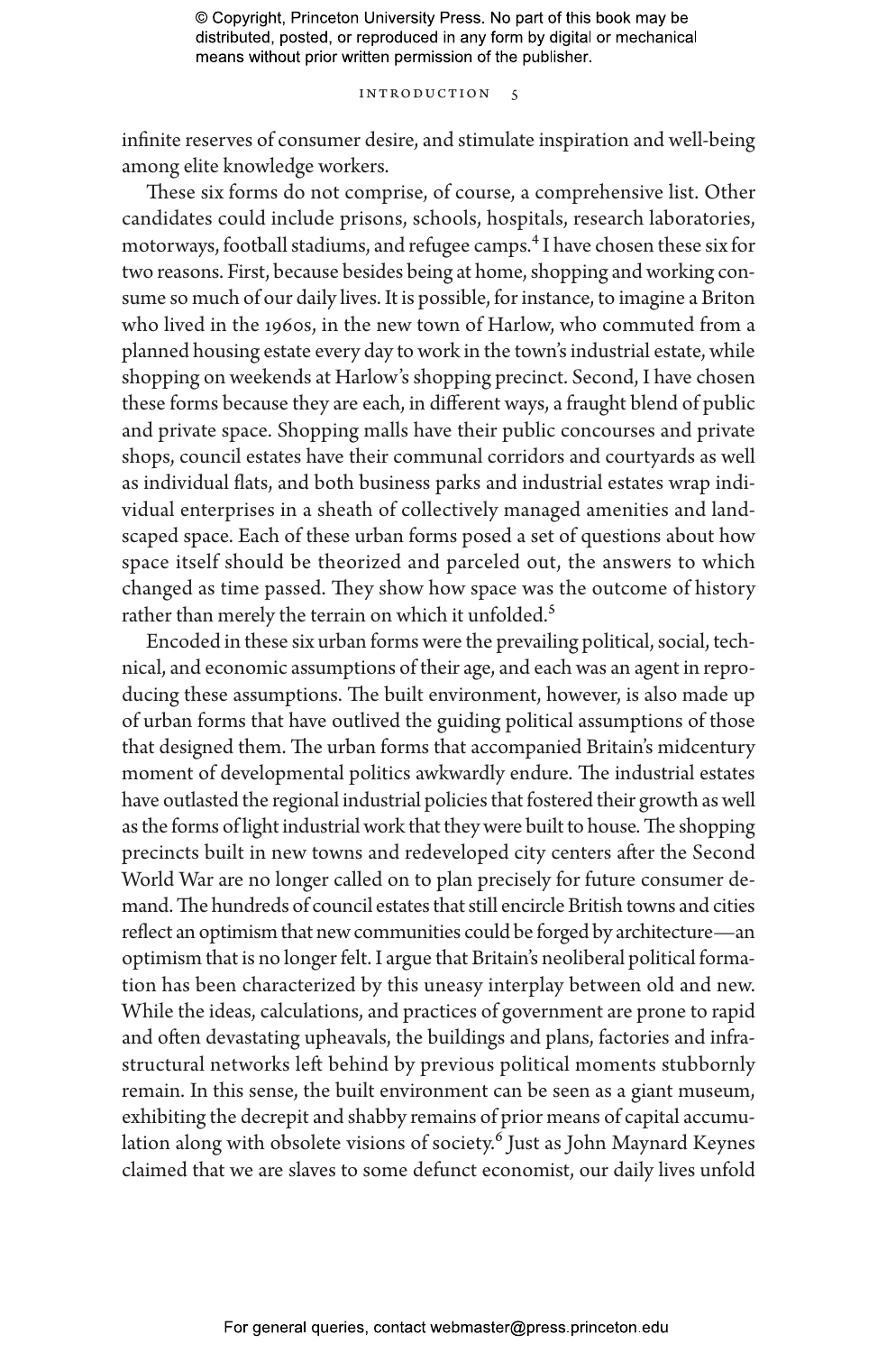infinite reserves of consumer desire, and stimulate inspiration and well-being among elite knowledge workers.

These six forms do not comprise, of course, a comprehensive list. Other candidates could include prisons, schools, hospitals, research laboratories, motorways, football stadiums, and refugee camps.[4] I have chosen these six for two reasons. First, because besides being at home, shopping and working consume so much of our daily lives. It is possible, for instance, to imagine a Briton who lived in the 1960s, in the new town of Harlow, who commuted from a planned housing estate every day to work in the town's industrial estate, while shopping on weekends at Harlow's shopping precinct. Second, I have chosen these forms because they are each, in different ways, a fraught blend of public and private space. Shopping malls have their public concourses and private shops, council estates have their communal corridors and courtyards as well as individual flats, and both business parks and industrial estates wrap individual enterprises in a sheath of collectively managed amenities and landscaped space. Each of these urban forms posed a set of questions about how space itself should be theorized and parceled out, the answers to which changed as time passed. They show how space was the outcome of history rather than merely the terrain on which it unfolded.[5]

Encoded in these six urban forms were the prevailing political, social, technical, and economic assumptions of their age, and each was an agent in reproducing these assumptions. The built environment, however, is also made up of urban forms that have outlived the guiding political assumptions of those that designed them. The urban forms that accompanied Britain's midcentury moment of developmental politics awkwardly endure. The industrial estates have outlasted the regional industrial policies that fostered their growth as well as the forms of light industrial work that they were built to house. The shopping precincts built in new towns and redeveloped city centers after the Second World War are no longer called on to plan precisely for future consumer demand. The hundreds of council estates that still encircle British towns and cities reflect an optimism that new communities could be forged by architecture—an optimism that is no longer felt. I argue that Britain's neoliberal political formation has been characterized by this uneasy interplay between old and new. While the ideas, calculations, and practices of government are prone to rapid and often devastating upheavals, the buildings and plans, factories and infrastructural networks left behind by previous political moments stubbornly remain. In this sense, the built environment can be seen as a giant museum, exhibiting the decrepit and shabby remains of prior means of capital accumulation along with obsolete visions of society.[6] Just as John Maynard Keynes claimed that we are slaves to some defunct economist, our daily lives unfold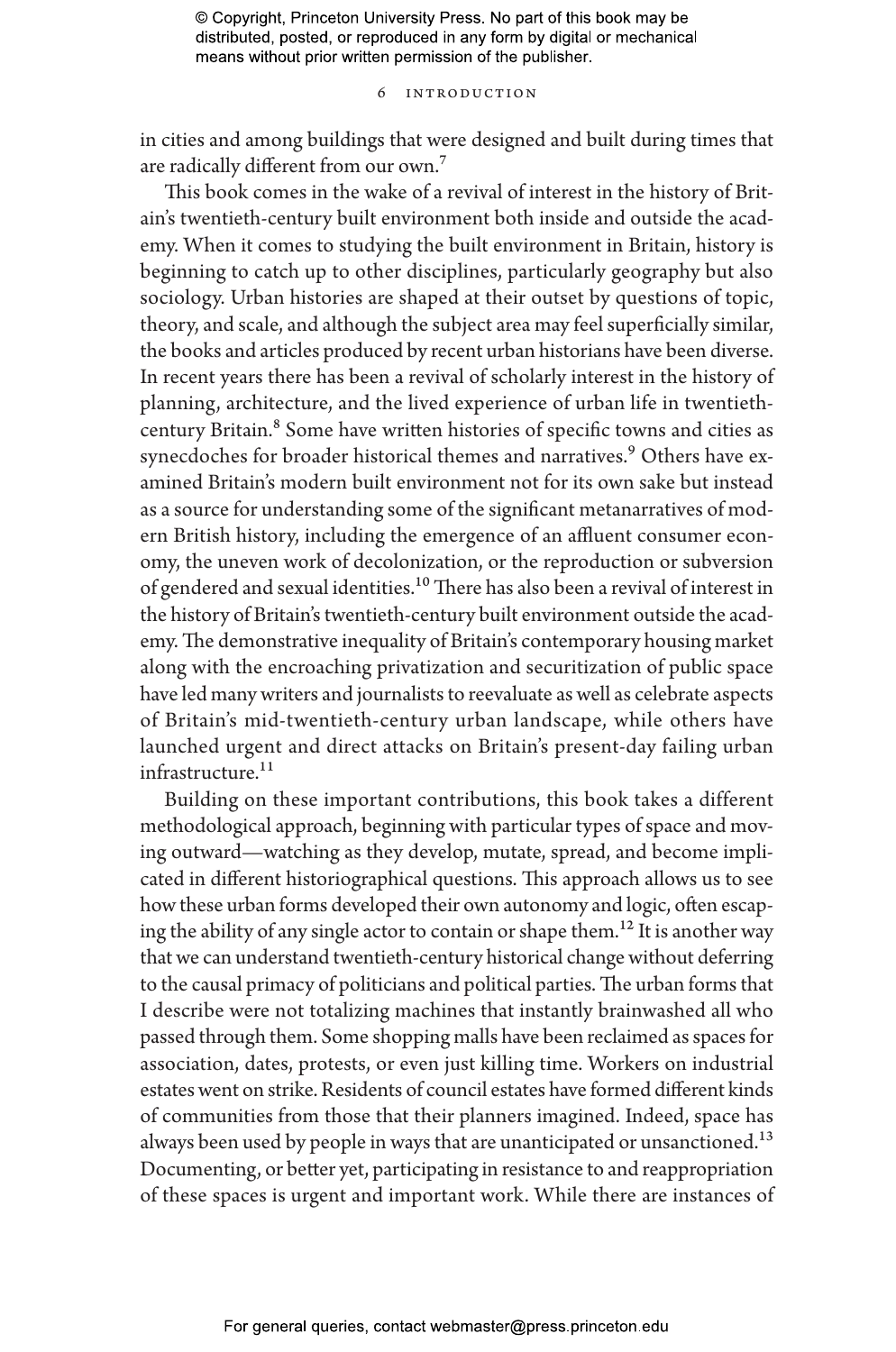in cities and among buildings that were designed and built during times that are radically different from our own.[7]

This book comes in the wake of a revival of interest in the history of Britain's twentieth-century built environment both inside and outside the academy. When it comes to studying the built environment in Britain, history is beginning to catch up to other disciplines, particularly geography but also sociology. Urban histories are shaped at their outset by questions of topic, theory, and scale, and although the subject area may feel superficially similar, the books and articles produced by recent urban historians have been diverse. In recent years there has been a revival of scholarly interest in the history of planning, architecture, and the lived experience of urban life in twentieth-century Britain.[8] Some have written histories of specific towns and cities as synecdoches for broader historical themes and narratives.[9] Others have examined Britain's modern built environment not for its own sake but instead as a source for understanding some of the significant metanarratives of modern British history, including the emergence of an affluent consumer economy, the uneven work of decolonization, or the reproduction or subversion of gendered and sexual identities.[10] There has also been a revival of interest in the history of Britain's twentieth-century built environment outside the academy. The demonstrative inequality of Britain's contemporary housing market along with the encroaching privatization and securitization of public space have led many writers and journalists to reevaluate as well as celebrate aspects of Britain's mid-twentieth-century urban landscape, while others have launched urgent and direct attacks on Britain's present-day failing urban infrastructure.[11]

Building on these important contributions, this book takes a different methodological approach, beginning with particular types of space and moving outward—watching as they develop, mutate, spread, and become implicated in different historiographical questions. This approach allows us to see how these urban forms developed their own autonomy and logic, often escaping the ability of any single actor to contain or shape them.[12] It is another way that we can understand twentieth-century historical change without deferring to the causal primacy of politicians and political parties. The urban forms that I describe were not totalizing machines that instantly brainwashed all who passed through them. Some shopping malls have been reclaimed as spaces for association, dates, protests, or even just killing time. Workers on industrial estates went on strike. Residents of council estates have formed different kinds of communities from those that their planners imagined. Indeed, space has always been used by people in ways that are unanticipated or unsanctioned.[13] Documenting, or better yet, participating in resistance to and reappropriation of these spaces is urgent and important work. While there are instances of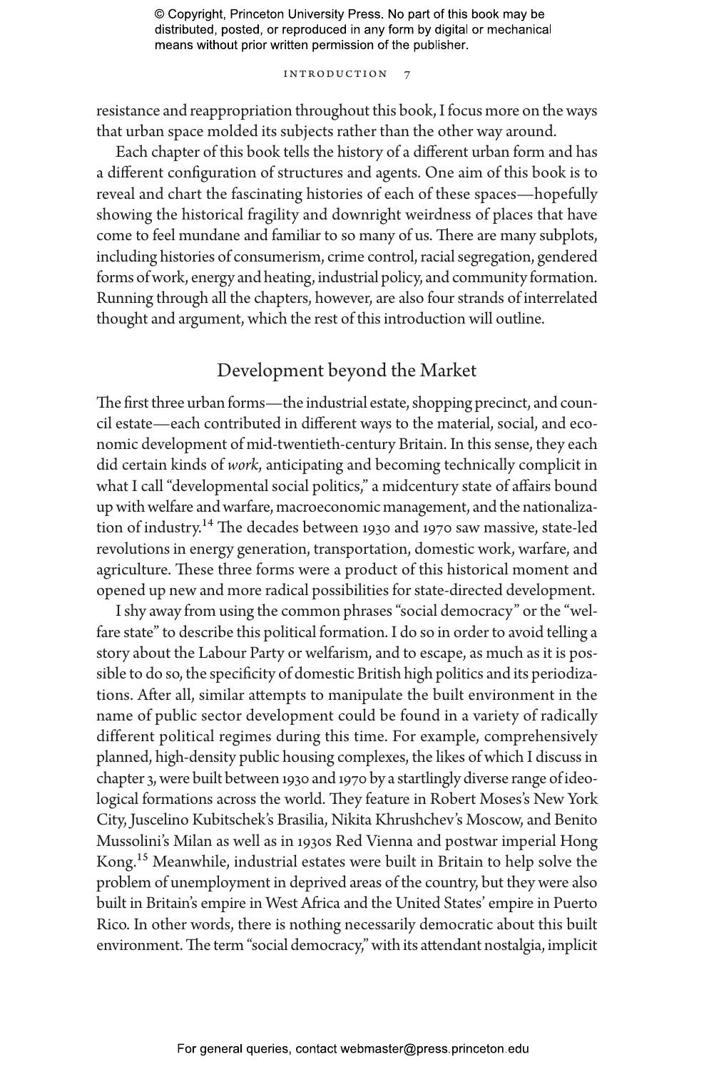resistance and reappropriation throughout this book, I focus more on the ways that urban space molded its subjects rather than the other way around.

Each chapter of this book tells the history of a different urban form and has a different configuration of structures and agents. One aim of this book is to reveal and chart the fascinating histories of each of these spaces—hopefully showing the historical fragility and downright weirdness of places that have come to feel mundane and familiar to so many of us. There are many subplots, including histories of consumerism, crime control, racial segregation, gendered forms of work, energy and heating, industrial policy, and community formation. Running through all the chapters, however, are also four strands of interrelated thought and argument, which the rest of this introduction will outline.

## Development beyond the Market

The first three urban forms—the industrial estate, shopping precinct, and council estate—each contributed in different ways to the material, social, and economic development of mid-twentieth-century Britain. In this sense, they each did certain kinds of *work*, anticipating and becoming technically complicit in what I call "developmental social politics," a midcentury state of affairs bound up with welfare and warfare, macroeconomic management, and the nationalization of industry.[14] The decades between 1930 and 1970 saw massive, state-led revolutions in energy generation, transportation, domestic work, warfare, and agriculture. These three forms were a product of this historical moment and opened up new and more radical possibilities for state-directed development.

I shy away from using the common phrases "social democracy" or the "welfare state" to describe this political formation. I do so in order to avoid telling a story about the Labour Party or welfarism, and to escape, as much as it is possible to do so, the specificity of domestic British high politics and its periodizations. After all, similar attempts to manipulate the built environment in the name of public sector development could be found in a variety of radically different political regimes during this time. For example, comprehensively planned, high-density public housing complexes, the likes of which I discuss in chapter 3, were built between 1930 and 1970 by a startlingly diverse range of ideological formations across the world. They feature in Robert Moses's New York City, Juscelino Kubitschek's Brasilia, Nikita Khrushchev's Moscow, and Benito Mussolini's Milan as well as in 1930s Red Vienna and postwar imperial Hong Kong.[15] Meanwhile, industrial estates were built in Britain to help solve the problem of unemployment in deprived areas of the country, but they were also built in Britain's empire in West Africa and the United States' empire in Puerto Rico. In other words, there is nothing necessarily democratic about this built environment. The term "social democracy," with its attendant nostalgia, implicit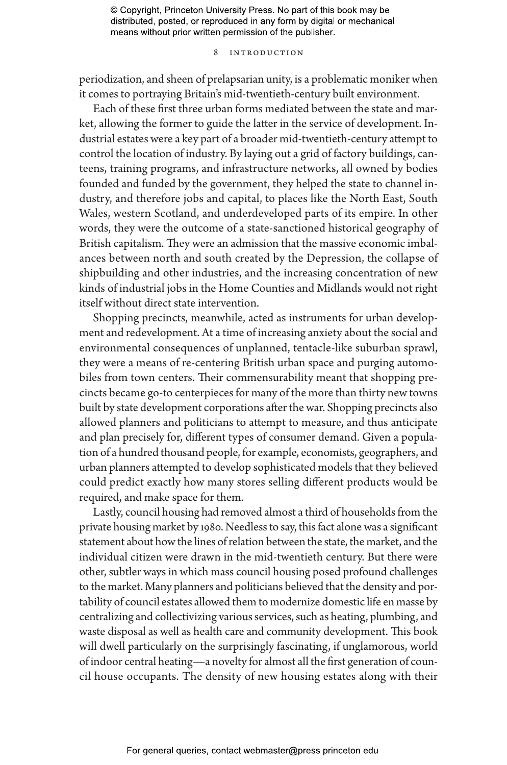periodization, and sheen of prelapsarian unity, is a problematic moniker when it comes to portraying Britain's mid-twentieth-century built environment.

Each of these first three urban forms mediated between the state and market, allowing the former to guide the latter in the service of development. Industrial estates were a key part of a broader mid-twentieth-century attempt to control the location of industry. By laying out a grid of factory buildings, canteens, training programs, and infrastructure networks, all owned by bodies founded and funded by the government, they helped the state to channel industry, and therefore jobs and capital, to places like the North East, South Wales, western Scotland, and underdeveloped parts of its empire. In other words, they were the outcome of a state-sanctioned historical geography of British capitalism. They were an admission that the massive economic imbalances between north and south created by the Depression, the collapse of shipbuilding and other industries, and the increasing concentration of new kinds of industrial jobs in the Home Counties and Midlands would not right itself without direct state intervention.

Shopping precincts, meanwhile, acted as instruments for urban development and redevelopment. At a time of increasing anxiety about the social and environmental consequences of unplanned, tentacle-like suburban sprawl, they were a means of re-centering British urban space and purging automobiles from town centers. Their commensurability meant that shopping precincts became go-to centerpieces for many of the more than thirty new towns built by state development corporations after the war. Shopping precincts also allowed planners and politicians to attempt to measure, and thus anticipate and plan precisely for, different types of consumer demand. Given a population of a hundred thousand people, for example, economists, geographers, and urban planners attempted to develop sophisticated models that they believed could predict exactly how many stores selling different products would be required, and make space for them.

Lastly, council housing had removed almost a third of households from the private housing market by 1980. Needless to say, this fact alone was a significant statement about how the lines of relation between the state, the market, and the individual citizen were drawn in the mid-twentieth century. But there were other, subtler ways in which mass council housing posed profound challenges to the market. Many planners and politicians believed that the density and portability of council estates allowed them to modernize domestic life en masse by centralizing and collectivizing various services, such as heating, plumbing, and waste disposal as well as health care and community development. This book will dwell particularly on the surprisingly fascinating, if unglamorous, world of indoor central heating—a novelty for almost all the first generation of council house occupants. The density of new housing estates along with their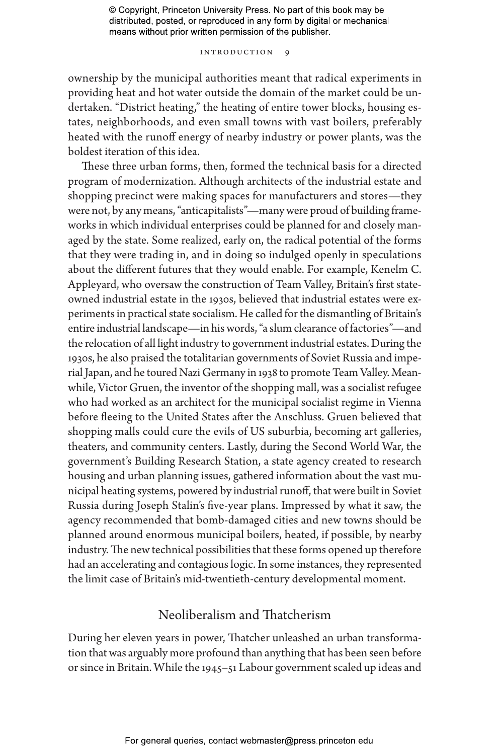ownership by the municipal authorities meant that radical experiments in providing heat and hot water outside the domain of the market could be undertaken. "District heating," the heating of entire tower blocks, housing estates, neighborhoods, and even small towns with vast boilers, preferably heated with the runoff energy of nearby industry or power plants, was the boldest iteration of this idea.

These three urban forms, then, formed the technical basis for a directed program of modernization. Although architects of the industrial estate and shopping precinct were making spaces for manufacturers and stores—they were not, by any means, "anticapitalists"—many were proud of building frameworks in which individual enterprises could be planned for and closely managed by the state. Some realized, early on, the radical potential of the forms that they were trading in, and in doing so indulged openly in speculations about the different futures that they would enable. For example, Kenelm C. Appleyard, who oversaw the construction of Team Valley, Britain's first state-owned industrial estate in the 1930s, believed that industrial estates were experiments in practical state socialism. He called for the dismantling of Britain's entire industrial landscape—in his words, "a slum clearance of factories"—and the relocation of all light industry to government industrial estates. During the 1930s, he also praised the totalitarian governments of Soviet Russia and imperial Japan, and he toured Nazi Germany in 1938 to promote Team Valley. Meanwhile, Victor Gruen, the inventor of the shopping mall, was a socialist refugee who had worked as an architect for the municipal socialist regime in Vienna before fleeing to the United States after the Anschluss. Gruen believed that shopping malls could cure the evils of US suburbia, becoming art galleries, theaters, and community centers. Lastly, during the Second World War, the government's Building Research Station, a state agency created to research housing and urban planning issues, gathered information about the vast municipal heating systems, powered by industrial runoff, that were built in Soviet Russia during Joseph Stalin's five-year plans. Impressed by what it saw, the agency recommended that bomb-damaged cities and new towns should be planned around enormous municipal boilers, heated, if possible, by nearby industry. The new technical possibilities that these forms opened up therefore had an accelerating and contagious logic. In some instances, they represented the limit case of Britain's mid-twentieth-century developmental moment.

## Neoliberalism and Thatcherism

During her eleven years in power, Thatcher unleashed an urban transformation that was arguably more profound than anything that has been seen before or since in Britain. While the 1945–51 Labour government scaled up ideas and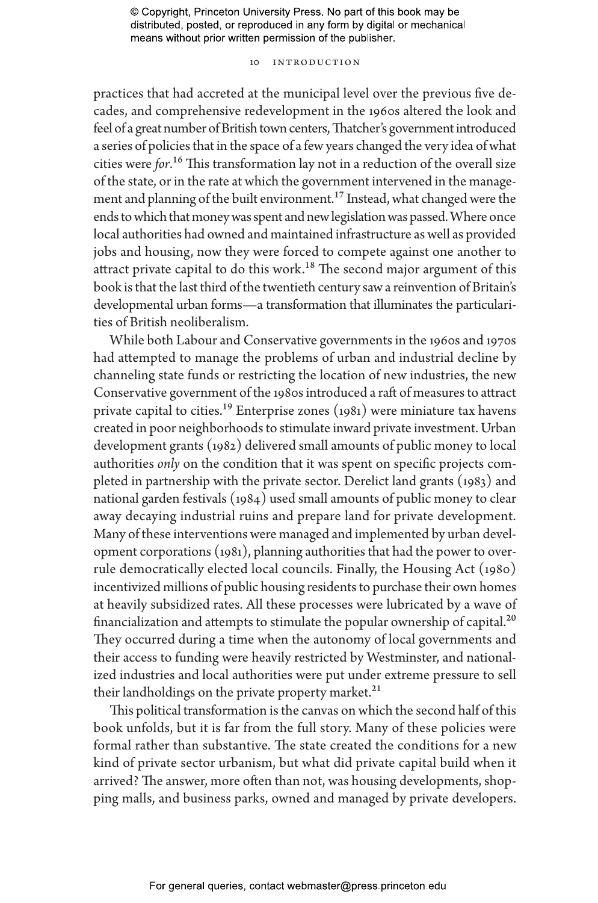practices that had accreted at the municipal level over the previous five decades, and comprehensive redevelopment in the 1960s altered the look and feel of a great number of British town centers, Thatcher's government introduced a series of policies that in the space of a few years changed the very idea of what cities were *for*.[16] This transformation lay not in a reduction of the overall size of the state, or in the rate at which the government intervened in the management and planning of the built environment.[17] Instead, what changed were the ends to which that money was spent and new legislation was passed. Where once local authorities had owned and maintained infrastructure as well as provided jobs and housing, now they were forced to compete against one another to attract private capital to do this work.[18] The second major argument of this book is that the last third of the twentieth century saw a reinvention of Britain's developmental urban forms—a transformation that illuminates the particularities of British neoliberalism.

While both Labour and Conservative governments in the 1960s and 1970s had attempted to manage the problems of urban and industrial decline by channeling state funds or restricting the location of new industries, the new Conservative government of the 1980s introduced a raft of measures to attract private capital to cities.[19] Enterprise zones (1981) were miniature tax havens created in poor neighborhoods to stimulate inward private investment. Urban development grants (1982) delivered small amounts of public money to local authorities *only* on the condition that it was spent on specific projects completed in partnership with the private sector. Derelict land grants (1983) and national garden festivals (1984) used small amounts of public money to clear away decaying industrial ruins and prepare land for private development. Many of these interventions were managed and implemented by urban development corporations (1981), planning authorities that had the power to overrule democratically elected local councils. Finally, the Housing Act (1980) incentivized millions of public housing residents to purchase their own homes at heavily subsidized rates. All these processes were lubricated by a wave of financialization and attempts to stimulate the popular ownership of capital.[20] They occurred during a time when the autonomy of local governments and their access to funding were heavily restricted by Westminster, and nationalized industries and local authorities were put under extreme pressure to sell their landholdings on the private property market.[21]

This political transformation is the canvas on which the second half of this book unfolds, but it is far from the full story. Many of these policies were formal rather than substantive. The state created the conditions for a new kind of private sector urbanism, but what did private capital build when it arrived? The answer, more often than not, was housing developments, shopping malls, and business parks, owned and managed by private developers.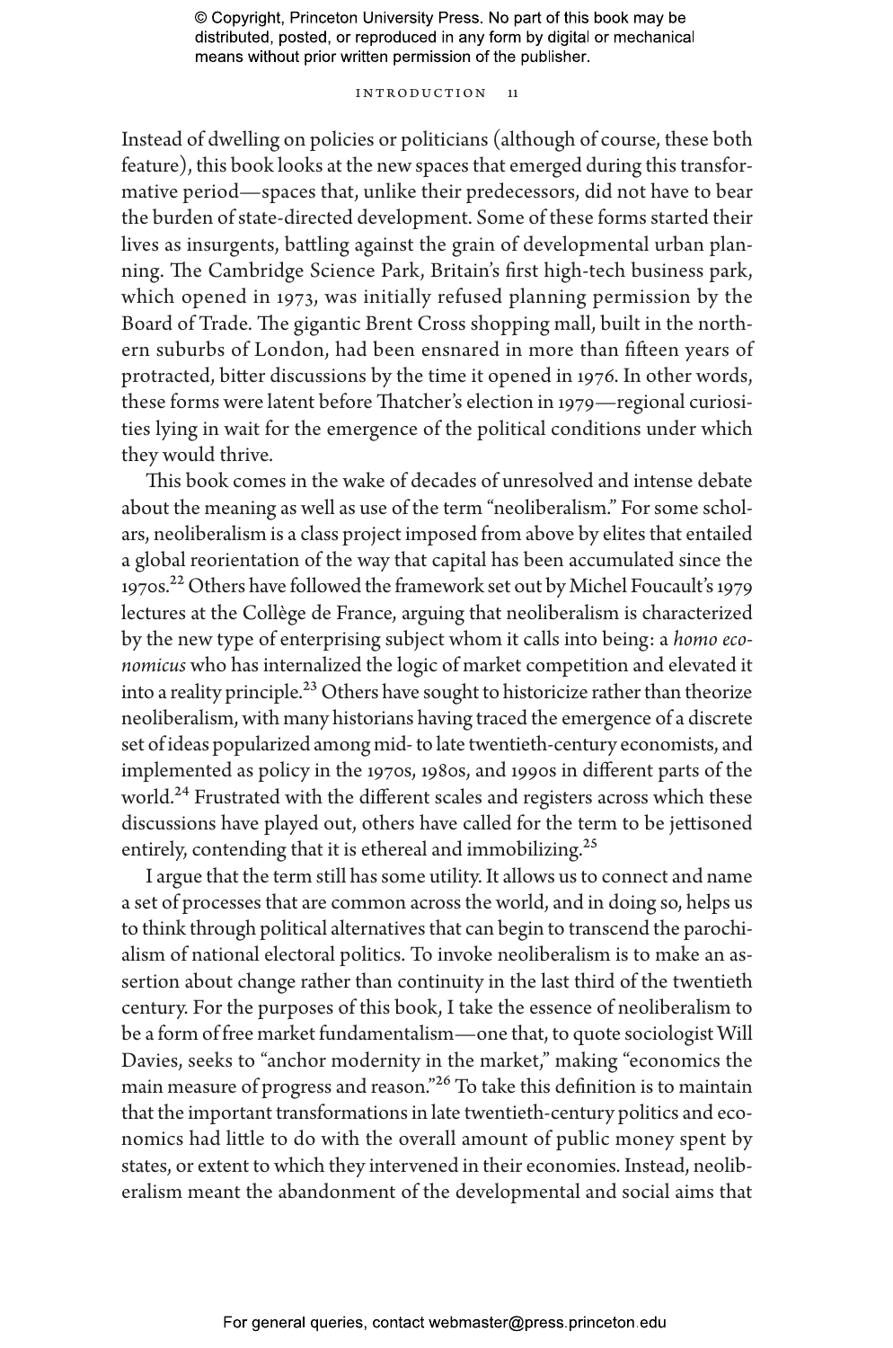Instead of dwelling on policies or politicians (although of course, these both feature), this book looks at the new spaces that emerged during this transformative period—spaces that, unlike their predecessors, did not have to bear the burden of state-directed development. Some of these forms started their lives as insurgents, battling against the grain of developmental urban planning. The Cambridge Science Park, Britain's first high-tech business park, which opened in 1973, was initially refused planning permission by the Board of Trade. The gigantic Brent Cross shopping mall, built in the northern suburbs of London, had been ensnared in more than fifteen years of protracted, bitter discussions by the time it opened in 1976. In other words, these forms were latent before Thatcher's election in 1979—regional curiosities lying in wait for the emergence of the political conditions under which they would thrive.

This book comes in the wake of decades of unresolved and intense debate about the meaning as well as use of the term "neoliberalism." For some scholars, neoliberalism is a class project imposed from above by elites that entailed a global reorientation of the way that capital has been accumulated since the 1970s.[22] Others have followed the framework set out by Michel Foucault's 1979 lectures at the Collège de France, arguing that neoliberalism is characterized by the new type of enterprising subject whom it calls into being: a *homo economicus* who has internalized the logic of market competition and elevated it into a reality principle.[23] Others have sought to historicize rather than theorize neoliberalism, with many historians having traced the emergence of a discrete set of ideas popularized among mid- to late twentieth-century economists, and implemented as policy in the 1970s, 1980s, and 1990s in different parts of the world.[24] Frustrated with the different scales and registers across which these discussions have played out, others have called for the term to be jettisoned entirely, contending that it is ethereal and immobilizing.[25]

I argue that the term still has some utility. It allows us to connect and name a set of processes that are common across the world, and in doing so, helps us to think through political alternatives that can begin to transcend the parochialism of national electoral politics. To invoke neoliberalism is to make an assertion about change rather than continuity in the last third of the twentieth century. For the purposes of this book, I take the essence of neoliberalism to be a form of free market fundamentalism—one that, to quote sociologist Will Davies, seeks to "anchor modernity in the market," making "economics the main measure of progress and reason."[26] To take this definition is to maintain that the important transformations in late twentieth-century politics and economics had little to do with the overall amount of public money spent by states, or extent to which they intervened in their economies. Instead, neoliberalism meant the abandonment of the developmental and social aims that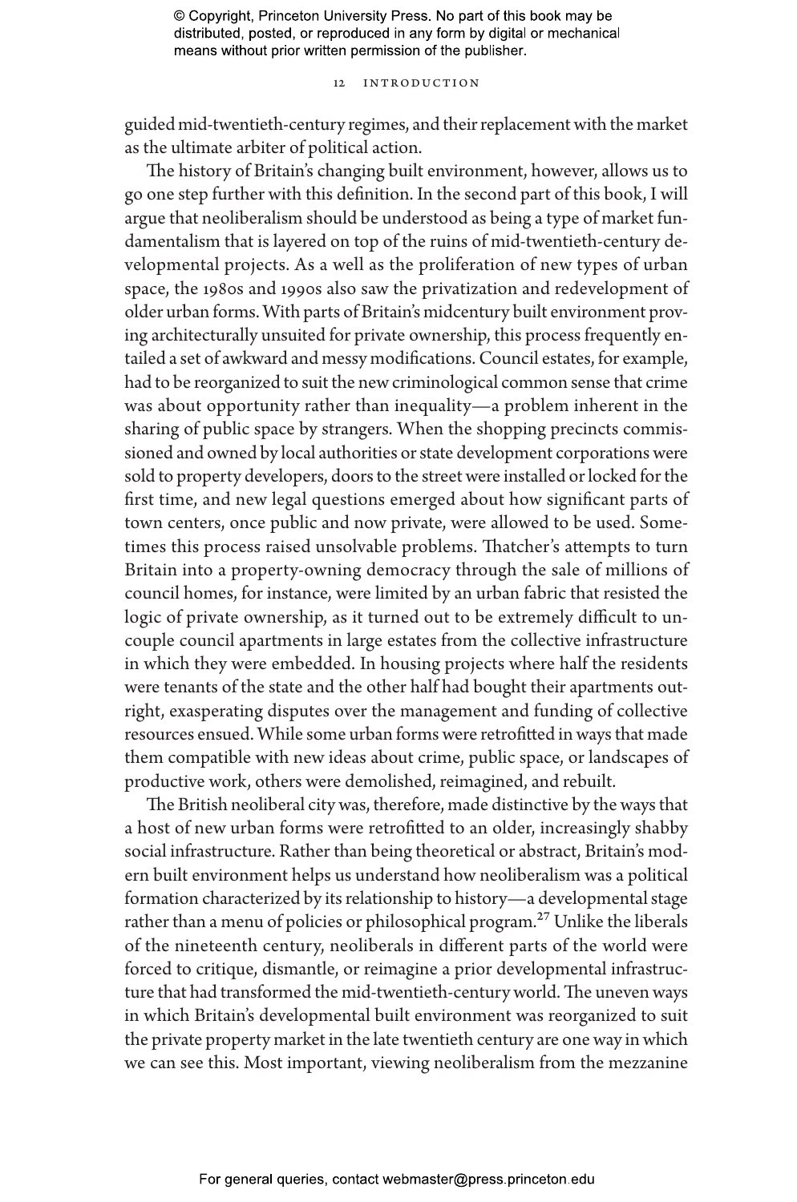guided mid-twentieth-century regimes, and their replacement with the market as the ultimate arbiter of political action.

The history of Britain's changing built environment, however, allows us to go one step further with this definition. In the second part of this book, I will argue that neoliberalism should be understood as being a type of market fundamentalism that is layered on top of the ruins of mid-twentieth-century developmental projects. As a well as the proliferation of new types of urban space, the 1980s and 1990s also saw the privatization and redevelopment of older urban forms. With parts of Britain's midcentury built environment proving architecturally unsuited for private ownership, this process frequently entailed a set of awkward and messy modifications. Council estates, for example, had to be reorganized to suit the new criminological common sense that crime was about opportunity rather than inequality—a problem inherent in the sharing of public space by strangers. When the shopping precincts commissioned and owned by local authorities or state development corporations were sold to property developers, doors to the street were installed or locked for the first time, and new legal questions emerged about how significant parts of town centers, once public and now private, were allowed to be used. Sometimes this process raised unsolvable problems. Thatcher's attempts to turn Britain into a property-owning democracy through the sale of millions of council homes, for instance, were limited by an urban fabric that resisted the logic of private ownership, as it turned out to be extremely difficult to uncouple council apartments in large estates from the collective infrastructure in which they were embedded. In housing projects where half the residents were tenants of the state and the other half had bought their apartments outright, exasperating disputes over the management and funding of collective resources ensued. While some urban forms were retrofitted in ways that made them compatible with new ideas about crime, public space, or landscapes of productive work, others were demolished, reimagined, and rebuilt.

The British neoliberal city was, therefore, made distinctive by the ways that a host of new urban forms were retrofitted to an older, increasingly shabby social infrastructure. Rather than being theoretical or abstract, Britain's modern built environment helps us understand how neoliberalism was a political formation characterized by its relationship to history—a developmental stage rather than a menu of policies or philosophical program.[27] Unlike the liberals of the nineteenth century, neoliberals in different parts of the world were forced to critique, dismantle, or reimagine a prior developmental infrastructure that had transformed the mid-twentieth-century world. The uneven ways in which Britain's developmental built environment was reorganized to suit the private property market in the late twentieth century are one way in which we can see this. Most important, viewing neoliberalism from the mezzanine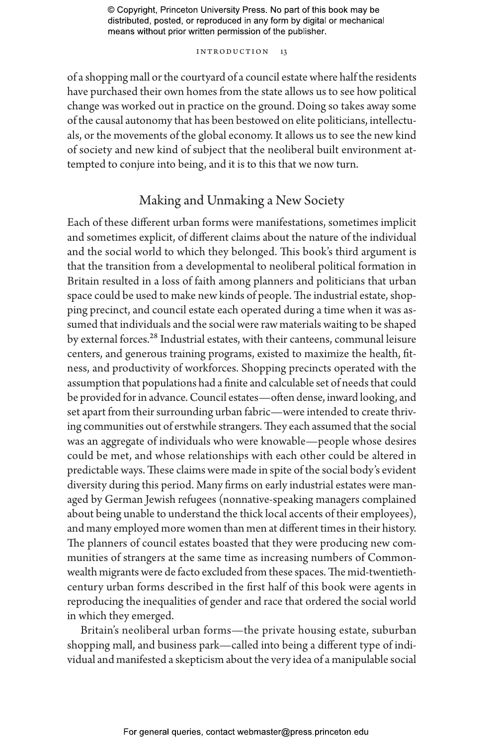of a shopping mall or the courtyard of a council estate where half the residents have purchased their own homes from the state allows us to see how political change was worked out in practice on the ground. Doing so takes away some of the causal autonomy that has been bestowed on elite politicians, intellectuals, or the movements of the global economy. It allows us to see the new kind of society and new kind of subject that the neoliberal built environment attempted to conjure into being, and it is to this that we now turn.

## Making and Unmaking a New Society

Each of these different urban forms were manifestations, sometimes implicit and sometimes explicit, of different claims about the nature of the individual and the social world to which they belonged. This book's third argument is that the transition from a developmental to neoliberal political formation in Britain resulted in a loss of faith among planners and politicians that urban space could be used to make new kinds of people. The industrial estate, shopping precinct, and council estate each operated during a time when it was assumed that individuals and the social were raw materials waiting to be shaped by external forces.[28] Industrial estates, with their canteens, communal leisure centers, and generous training programs, existed to maximize the health, fitness, and productivity of workforces. Shopping precincts operated with the assumption that populations had a finite and calculable set of needs that could be provided for in advance. Council estates—often dense, inward looking, and set apart from their surrounding urban fabric—were intended to create thriving communities out of erstwhile strangers. They each assumed that the social was an aggregate of individuals who were knowable—people whose desires could be met, and whose relationships with each other could be altered in predictable ways. These claims were made in spite of the social body's evident diversity during this period. Many firms on early industrial estates were managed by German Jewish refugees (nonnative-speaking managers complained about being unable to understand the thick local accents of their employees), and many employed more women than men at different times in their history. The planners of council estates boasted that they were producing new communities of strangers at the same time as increasing numbers of Commonwealth migrants were de facto excluded from these spaces. The mid-twentieth-century urban forms described in the first half of this book were agents in reproducing the inequalities of gender and race that ordered the social world in which they emerged.

Britain's neoliberal urban forms—the private housing estate, suburban shopping mall, and business park—called into being a different type of individual and manifested a skepticism about the very idea of a manipulable social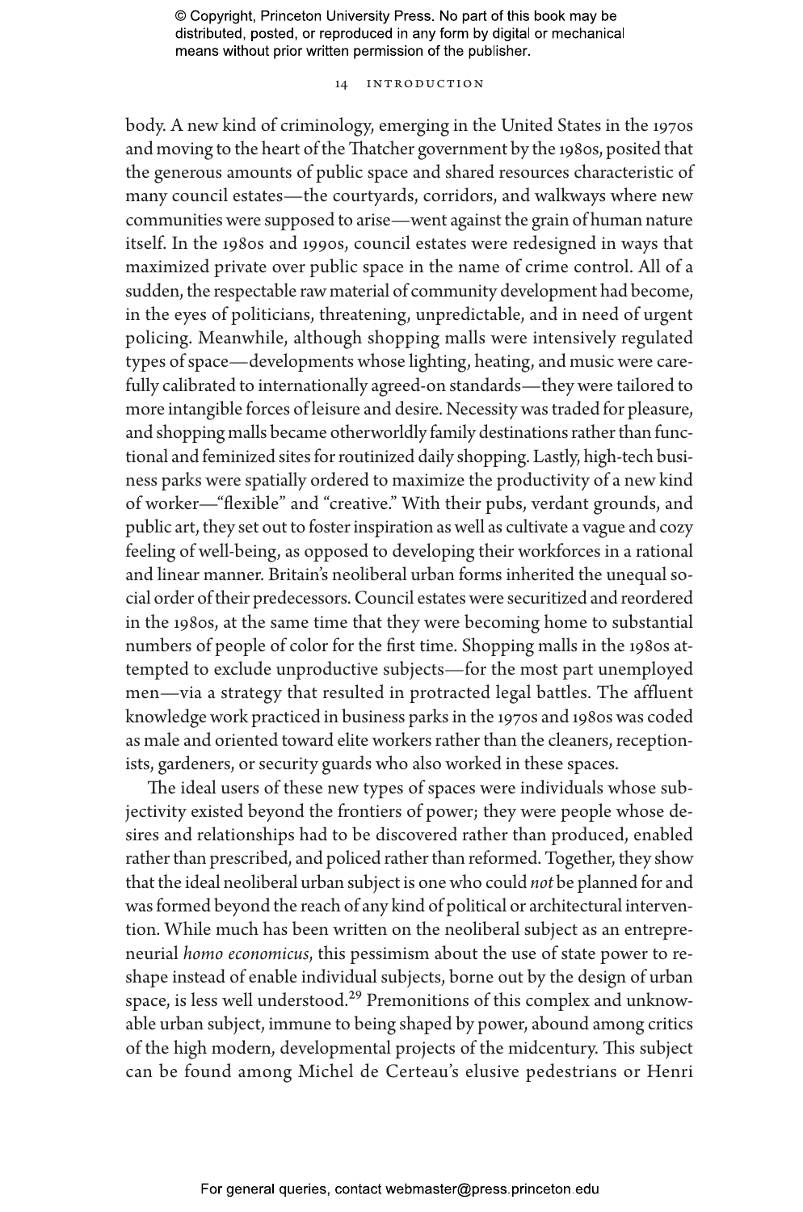body. A new kind of criminology, emerging in the United States in the 1970s and moving to the heart of the Thatcher government by the 1980s, posited that the generous amounts of public space and shared resources characteristic of many council estates—the courtyards, corridors, and walkways where new communities were supposed to arise—went against the grain of human nature itself. In the 1980s and 1990s, council estates were redesigned in ways that maximized private over public space in the name of crime control. All of a sudden, the respectable raw material of community development had become, in the eyes of politicians, threatening, unpredictable, and in need of urgent policing. Meanwhile, although shopping malls were intensively regulated types of space—developments whose lighting, heating, and music were carefully calibrated to internationally agreed-on standards—they were tailored to more intangible forces of leisure and desire. Necessity was traded for pleasure, and shopping malls became otherworldly family destinations rather than functional and feminized sites for routinized daily shopping. Lastly, high-tech business parks were spatially ordered to maximize the productivity of a new kind of worker—"flexible" and "creative." With their pubs, verdant grounds, and public art, they set out to foster inspiration as well as cultivate a vague and cozy feeling of well-being, as opposed to developing their workforces in a rational and linear manner. Britain's neoliberal urban forms inherited the unequal social order of their predecessors. Council estates were securitized and reordered in the 1980s, at the same time that they were becoming home to substantial numbers of people of color for the first time. Shopping malls in the 1980s attempted to exclude unproductive subjects—for the most part unemployed men—via a strategy that resulted in protracted legal battles. The affluent knowledge work practiced in business parks in the 1970s and 1980s was coded as male and oriented toward elite workers rather than the cleaners, receptionists, gardeners, or security guards who also worked in these spaces.

The ideal users of these new types of spaces were individuals whose subjectivity existed beyond the frontiers of power; they were people whose desires and relationships had to be discovered rather than produced, enabled rather than prescribed, and policed rather than reformed. Together, they show that the ideal neoliberal urban subject is one who could *not* be planned for and was formed beyond the reach of any kind of political or architectural intervention. While much has been written on the neoliberal subject as an entrepreneurial *homo economicus*, this pessimism about the use of state power to reshape instead of enable individual subjects, borne out by the design of urban space, is less well understood.[29] Premonitions of this complex and unknowable urban subject, immune to being shaped by power, abound among critics of the high modern, developmental projects of the midcentury. This subject can be found among Michel de Certeau's elusive pedestrians or Henri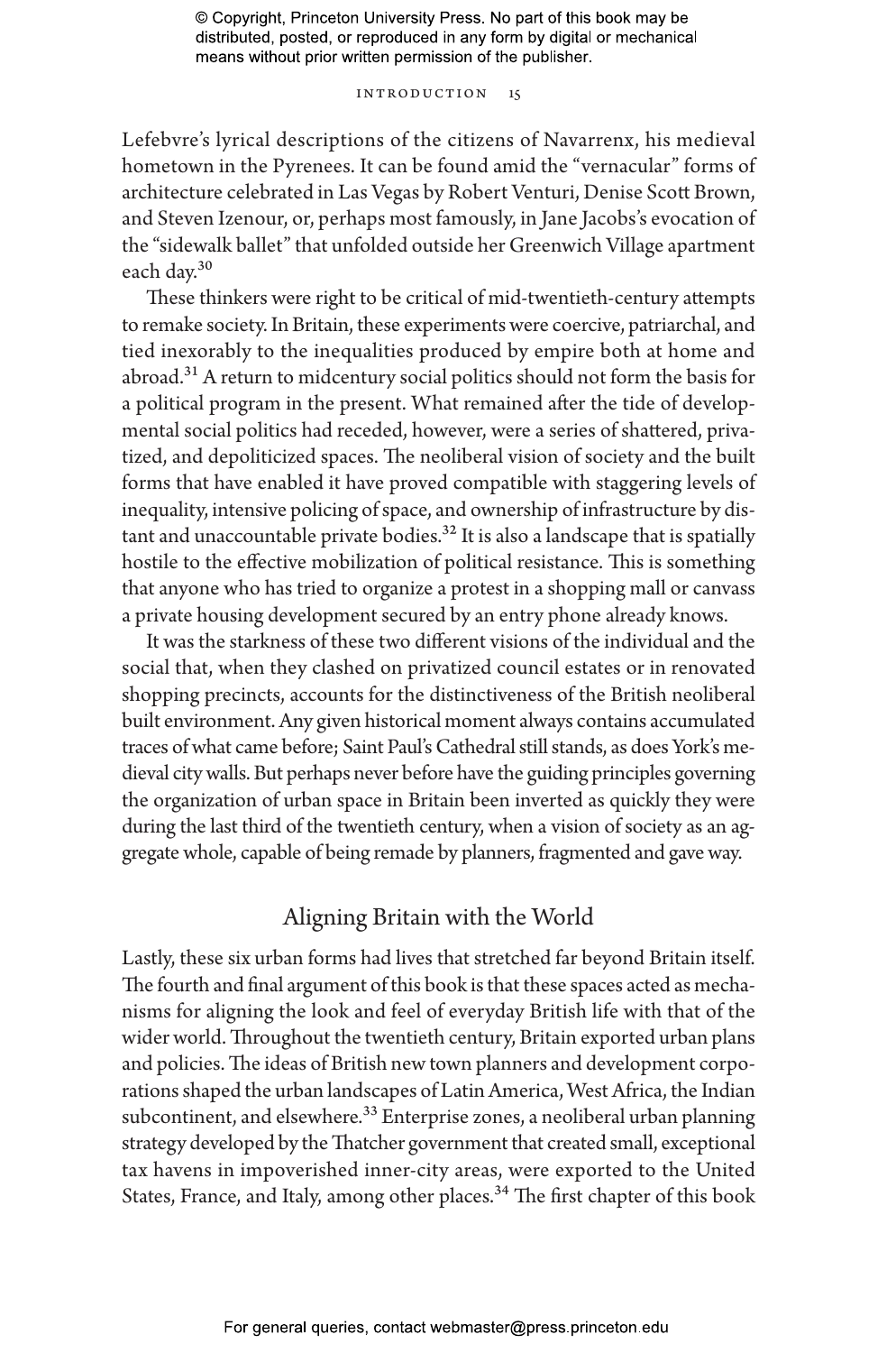Lefebvre's lyrical descriptions of the citizens of Navarrenx, his medieval hometown in the Pyrenees. It can be found amid the "vernacular" forms of architecture celebrated in Las Vegas by Robert Venturi, Denise Scott Brown, and Steven Izenour, or, perhaps most famously, in Jane Jacobs's evocation of the "sidewalk ballet" that unfolded outside her Greenwich Village apartment each day.[30]

These thinkers were right to be critical of mid-twentieth-century attempts to remake society. In Britain, these experiments were coercive, patriarchal, and tied inexorably to the inequalities produced by empire both at home and abroad.[31] A return to midcentury social politics should not form the basis for a political program in the present. What remained after the tide of developmental social politics had receded, however, were a series of shattered, privatized, and depoliticized spaces. The neoliberal vision of society and the built forms that have enabled it have proved compatible with staggering levels of inequality, intensive policing of space, and ownership of infrastructure by distant and unaccountable private bodies.[32] It is also a landscape that is spatially hostile to the effective mobilization of political resistance. This is something that anyone who has tried to organize a protest in a shopping mall or canvass a private housing development secured by an entry phone already knows.

It was the starkness of these two different visions of the individual and the social that, when they clashed on privatized council estates or in renovated shopping precincts, accounts for the distinctiveness of the British neoliberal built environment. Any given historical moment always contains accumulated traces of what came before; Saint Paul's Cathedral still stands, as does York's medieval city walls. But perhaps never before have the guiding principles governing the organization of urban space in Britain been inverted as quickly they were during the last third of the twentieth century, when a vision of society as an aggregate whole, capable of being remade by planners, fragmented and gave way.

## Aligning Britain with the World

Lastly, these six urban forms had lives that stretched far beyond Britain itself. The fourth and final argument of this book is that these spaces acted as mechanisms for aligning the look and feel of everyday British life with that of the wider world. Throughout the twentieth century, Britain exported urban plans and policies. The ideas of British new town planners and development corporations shaped the urban landscapes of Latin America, West Africa, the Indian subcontinent, and elsewhere.[33] Enterprise zones, a neoliberal urban planning strategy developed by the Thatcher government that created small, exceptional tax havens in impoverished inner-city areas, were exported to the United States, France, and Italy, among other places.[34] The first chapter of this book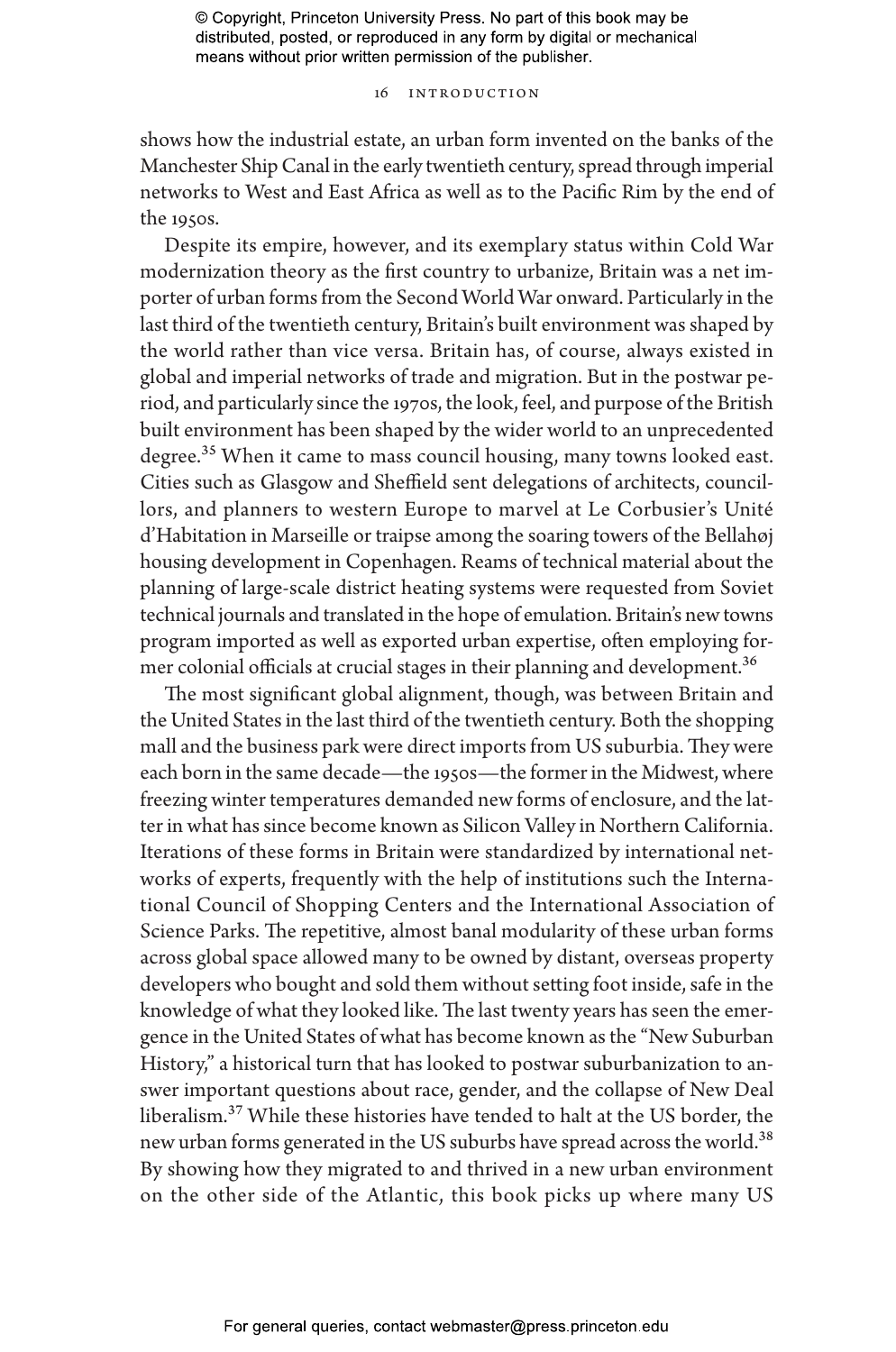shows how the industrial estate, an urban form invented on the banks of the Manchester Ship Canal in the early twentieth century, spread through imperial networks to West and East Africa as well as to the Pacific Rim by the end of the 1950s.

Despite its empire, however, and its exemplary status within Cold War modernization theory as the first country to urbanize, Britain was a net importer of urban forms from the Second World War onward. Particularly in the last third of the twentieth century, Britain's built environment was shaped by the world rather than vice versa. Britain has, of course, always existed in global and imperial networks of trade and migration. But in the postwar period, and particularly since the 1970s, the look, feel, and purpose of the British built environment has been shaped by the wider world to an unprecedented degree.[35] When it came to mass council housing, many towns looked east. Cities such as Glasgow and Sheffield sent delegations of architects, councillors, and planners to western Europe to marvel at Le Corbusier's Unité d'Habitation in Marseille or traipse among the soaring towers of the Bellahøj housing development in Copenhagen. Reams of technical material about the planning of large-scale district heating systems were requested from Soviet technical journals and translated in the hope of emulation. Britain's new towns program imported as well as exported urban expertise, often employing former colonial officials at crucial stages in their planning and development.[36]

The most significant global alignment, though, was between Britain and the United States in the last third of the twentieth century. Both the shopping mall and the business park were direct imports from US suburbia. They were each born in the same decade—the 1950s—the former in the Midwest, where freezing winter temperatures demanded new forms of enclosure, and the latter in what has since become known as Silicon Valley in Northern California. Iterations of these forms in Britain were standardized by international networks of experts, frequently with the help of institutions such the International Council of Shopping Centers and the International Association of Science Parks. The repetitive, almost banal modularity of these urban forms across global space allowed many to be owned by distant, overseas property developers who bought and sold them without setting foot inside, safe in the knowledge of what they looked like. The last twenty years has seen the emergence in the United States of what has become known as the "New Suburban History," a historical turn that has looked to postwar suburbanization to answer important questions about race, gender, and the collapse of New Deal liberalism.[37] While these histories have tended to halt at the US border, the new urban forms generated in the US suburbs have spread across the world.[38] By showing how they migrated to and thrived in a new urban environment on the other side of the Atlantic, this book picks up where many US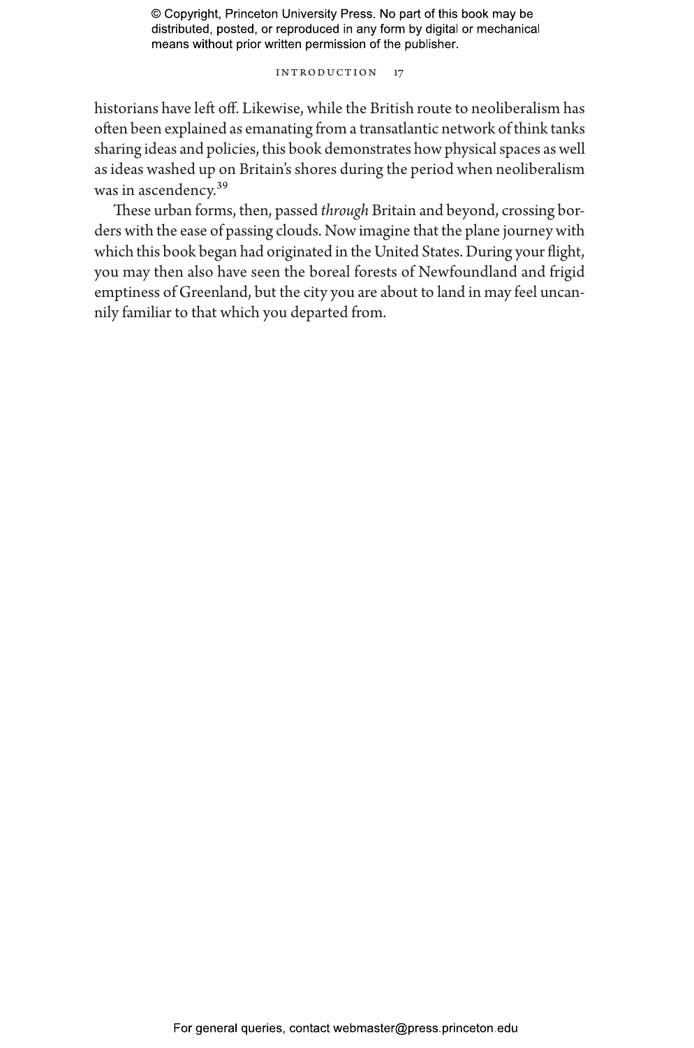historians have left off. Likewise, while the British route to neoliberalism has often been explained as emanating from a transatlantic network of think tanks sharing ideas and policies, this book demonstrates how physical spaces as well as ideas washed up on Britain's shores during the period when neoliberalism was in ascendency.[39]

These urban forms, then, passed *through* Britain and beyond, crossing borders with the ease of passing clouds. Now imagine that the plane journey with which this book began had originated in the United States. During your flight, you may then also have seen the boreal forests of Newfoundland and frigid emptiness of Greenland, but the city you are about to land in may feel uncannily familiar to that which you departed from.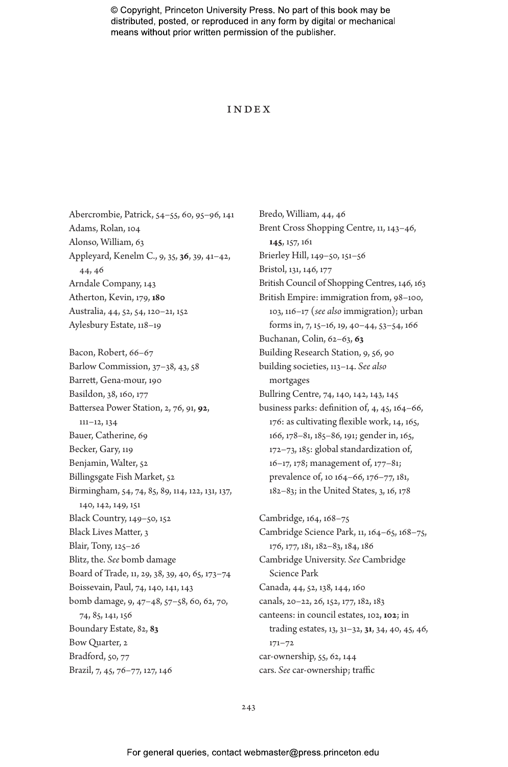# INDEX

Abercrombie, Patrick, 54–55, 60, 95–96, 141
Adams, Rolan, 104
Alonso, William, 63
Appleyard, Kenelm C., 9, 35, **36**, 39, 41–42, 44, 46
Arndale Company, 143
Atherton, Kevin, 179, **180**
Australia, 44, 52, 54, 120–21, 152
Aylesbury Estate, 118–19

Bacon, Robert, 66–67
Barlow Commission, 37–38, 43, 58
Barrett, Gena-mour, 190
Basildon, 38, 160, 177
Battersea Power Station, 2, 76, 91, **92**, 111–12, 134
Bauer, Catherine, 69
Becker, Gary, 119
Benjamin, Walter, 52
Billingsgate Fish Market, 52
Birmingham, 54, 74, 85, 89, 114, 122, 131, 137, 140, 142, 149, 151
Black Country, 149–50, 152
Black Lives Matter, 3
Blair, Tony, 125–26
Blitz, the. *See* bomb damage
Board of Trade, 11, 29, 38, 39, 40, 65, 173–74
Boissevain, Paul, 74, 140, 141, 143
bomb damage, 9, 47–48, 57–58, 60, 62, 70, 74, 85, 141, 156
Boundary Estate, 82, **83**
Bow Quarter, 2
Bradford, 50, 77
Brazil, 7, 45, 76–77, 127, 146
Bredo, William, 44, 46
Brent Cross Shopping Centre, 11, 143–46, **145**, 157, 161
Brierley Hill, 149–50, 151–56
Bristol, 131, 146, 177
British Council of Shopping Centres, 146, 163
British Empire: immigration from, 98–100, 103, 116–17 (*see also* immigration); urban forms in, 7, 15–16, 19, 40–44, 53–54, 166
Buchanan, Colin, 62–63, **63**
Building Research Station, 9, 56, 90
building societies, 113–14. *See also* mortgages
Bullring Centre, 74, 140, 142, 143, 145
business parks: definition of, 4, 45, 164–66, 176: as cultivating flexible work, 14, 165, 166, 178–81, 185–86, 191; gender in, 165, 172–73, 185: global standardization of, 16–17, 178; management of, 177–81; prevalence of, 10 164–66, 176–77, 181, 182–83; in the United States, 3, 16, 178

Cambridge, 164, 168–75
Cambridge Science Park, 11, 164–65, 168–75, 176, 177, 181, 182–83, 184, 186
Cambridge University. *See* Cambridge Science Park
Canada, 44, 52, 138, 144, 160
canals, 20–22, 26, 152, 177, 182, 183
canteens: in council estates, 102, **102**; in trading estates, 13, 31–32, **31**, 34, 40, 45, 46, 171–72
car-ownership, 55, 62, 144
cars. *See* car-ownership; traffic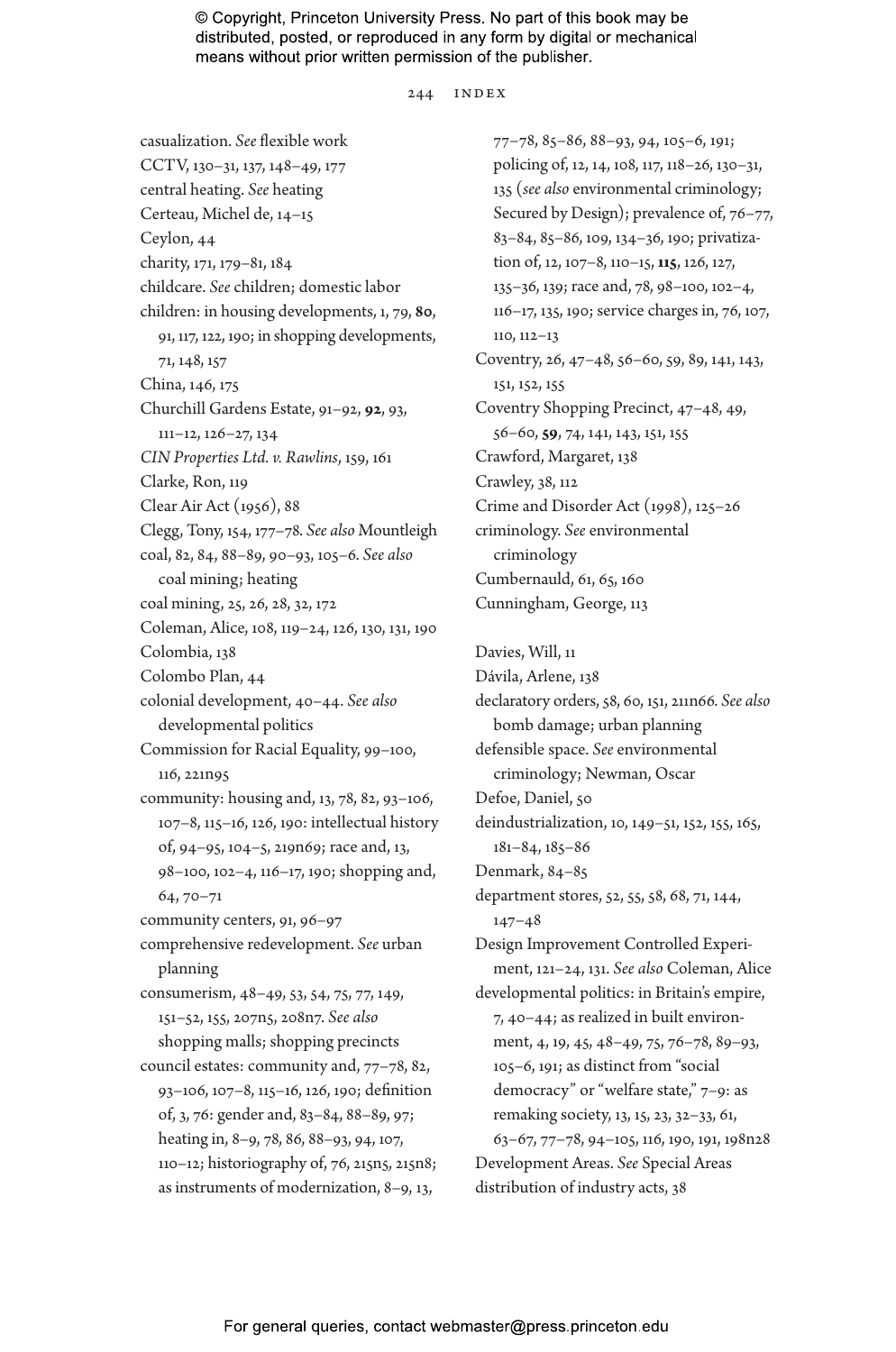casualization. *See* flexible work
CCTV, 130–31, 137, 148–49, 177
central heating. *See* heating
Certeau, Michel de, 14–15
Ceylon, 44
charity, 171, 179–81, 184
childcare. *See* children; domestic labor
children: in housing developments, 1, 79, **80**, 91, 117, 122, 190; in shopping developments, 71, 148, 157
China, 146, 175
Churchill Gardens Estate, 91–92, **92**, 93, 111–12, 126–27, 134
*CIN Properties Ltd. v. Rawlins*, 159, 161
Clarke, Ron, 119
Clear Air Act (1956), 88
Clegg, Tony, 154, 177–78. *See also* Mountleigh
coal, 82, 84, 88–89, 90–93, 105–6. *See also* coal mining; heating
coal mining, 25, 26, 28, 32, 172
Coleman, Alice, 108, 119–24, 126, 130, 131, 190
Colombia, 138
Colombo Plan, 44
colonial development, 40–44. *See also* developmental politics
Commission for Racial Equality, 99–100, 116, 221n95
community: housing and, 13, 78, 82, 93–106, 107–8, 115–16, 126, 190: intellectual history of, 94–95, 104–5, 219n69; race and, 13, 98–100, 102–4, 116–17, 190; shopping and, 64, 70–71
community centers, 91, 96–97
comprehensive redevelopment. *See* urban planning
consumerism, 48–49, 53, 54, 75, 77, 149, 151–52, 155, 207n5, 208n7. *See also* shopping malls; shopping precincts
council estates: community and, 77–78, 82, 93–106, 107–8, 115–16, 126, 190; definition of, 3, 76: gender and, 83–84, 88–89, 97; heating in, 8–9, 78, 86, 88–93, 94, 107, 110–12; historiography of, 76, 215n5, 215n8; as instruments of modernization, 8–9, 13, 77–78, 85–86, 88–93, 94, 105–6, 191; policing of, 12, 14, 108, 117, 118–26, 130–31, 135 (*see also* environmental criminology; Secured by Design); prevalence of, 76–77, 83–84, 85–86, 109, 134–36, 190; privatization of, 12, 107–8, 110–15, **115**, 126, 127, 135–36, 139; race and, 78, 98–100, 102–4, 116–17, 135, 190; service charges in, 76, 107, 110, 112–13
Coventry, 26, 47–48, 56–60, 59, 89, 141, 143, 151, 152, 155
Coventry Shopping Precinct, 47–48, 49, 56–60, **59**, 74, 141, 143, 151, 155
Crawford, Margaret, 138
Crawley, 38, 112
Crime and Disorder Act (1998), 125–26
criminology. *See* environmental criminology
Cumbernauld, 61, 65, 160
Cunningham, George, 113

Davies, Will, 11
Dávila, Arlene, 138
declaratory orders, 58, 60, 151, 211n66. *See also* bomb damage; urban planning
defensible space. *See* environmental criminology; Newman, Oscar
Defoe, Daniel, 50
deindustrialization, 10, 149–51, 152, 155, 165, 181–84, 185–86
Denmark, 84–85
department stores, 52, 55, 58, 68, 71, 144, 147–48
Design Improvement Controlled Experiment, 121–24, 131. *See also* Coleman, Alice
developmental politics: in Britain's empire, 7, 40–44; as realized in built environment, 4, 19, 45, 48–49, 75, 76–78, 89–93, 105–6, 191; as distinct from "social democracy" or "welfare state," 7–9: as remaking society, 13, 15, 23, 32–33, 61, 63–67, 77–78, 94–105, 116, 190, 191, 198n28
Development Areas. *See* Special Areas
distribution of industry acts, 38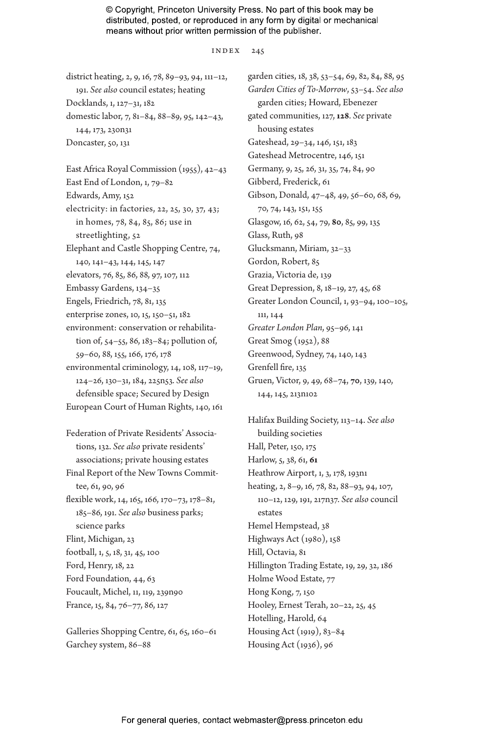district heating, 2, 9, 16, 78, 89–93, 94, 111–12, 191. *See also* council estates; heating

Docklands, 1, 127–31, 182

domestic labor, 7, 81–84, 88–89, 95, 142–43, 144, 173, 230n31

Doncaster, 50, 131

East Africa Royal Commission (1955), 42–43

East End of London, 1, 79–82

Edwards, Amy, 152

electricity: in factories, 22, 25, 30, 37, 43; in homes, 78, 84, 85, 86; use in streetlighting, 52

Elephant and Castle Shopping Centre, 74, 140, 141–43, 144, 145, 147

elevators, 76, 85, 86, 88, 97, 107, 112

Embassy Gardens, 134–35

Engels, Friedrich, 78, 81, 135

enterprise zones, 10, 15, 150–51, 182

environment: conservation or rehabilitation of, 54–55, 86, 183–84; pollution of, 59–60, 88, 155, 166, 176, 178

environmental criminology, 14, 108, 117–19, 124–26, 130–31, 184, 225n53. *See also* defensible space; Secured by Design

European Court of Human Rights, 140, 161

Federation of Private Residents' Associations, 132. *See also* private residents' associations; private housing estates

Final Report of the New Towns Committee, 61, 90, 96

flexible work, 14, 165, 166, 170–73, 178–81, 185–86, 191. *See also* business parks; science parks

Flint, Michigan, 23

football, 1, 5, 18, 31, 45, 100

Ford, Henry, 18, 22

Ford Foundation, 44, 63

Foucault, Michel, 11, 119, 239n90

France, 15, 84, 76–77, 86, 127

Galleries Shopping Centre, 61, 65, 160–61

Garchey system, 86–88

garden cities, 18, 38, 53–54, 69, 82, 84, 88, 95

*Garden Cities of To-Morrow*, 53–54. *See also* garden cities; Howard, Ebenezer

gated communities, 127, **128**. *See* private housing estates

Gateshead, 29–34, 146, 151, 183

Gateshead Metrocentre, 146, 151

Germany, 9, 25, 26, 31, 35, 74, 84, 90

Gibberd, Frederick, 61

Gibson, Donald, 47–48, 49, 56–60, 68, 69, 70, 74, 143, 151, 155

Glasgow, 16, 62, 54, 79, **80**, 85, 99, 135

Glass, Ruth, 98

Glucksmann, Miriam, 32–33

Gordon, Robert, 85

Grazia, Victoria de, 139

Great Depression, 8, 18–19, 27, 45, 68

Greater London Council, 1, 93–94, 100–105, 111, 144

*Greater London Plan*, 95–96, 141

Great Smog (1952), 88

Greenwood, Sydney, 74, 140, 143

Grenfell fire, 135

Gruen, Victor, 9, 49, 68–74, **70**, 139, 140, 144, 145, 213n102

Halifax Building Society, 113–14. *See also* building societies

Hall, Peter, 150, 175

Harlow, 5, 38, 61, **61**

Heathrow Airport, 1, 3, 178, 193n1

heating, 2, 8–9, 16, 78, 82, 88–93, 94, 107, 110–12, 129, 191, 217n37. *See also* council estates

Hemel Hempstead, 38

Highways Act (1980), 158

Hill, Octavia, 81

Hillington Trading Estate, 19, 29, 32, 186

Holme Wood Estate, 77

Hong Kong, 7, 150

Hooley, Ernest Terah, 20–22, 25, 45

Hotelling, Harold, 64

Housing Act (1919), 83–84

Housing Act (1936), 96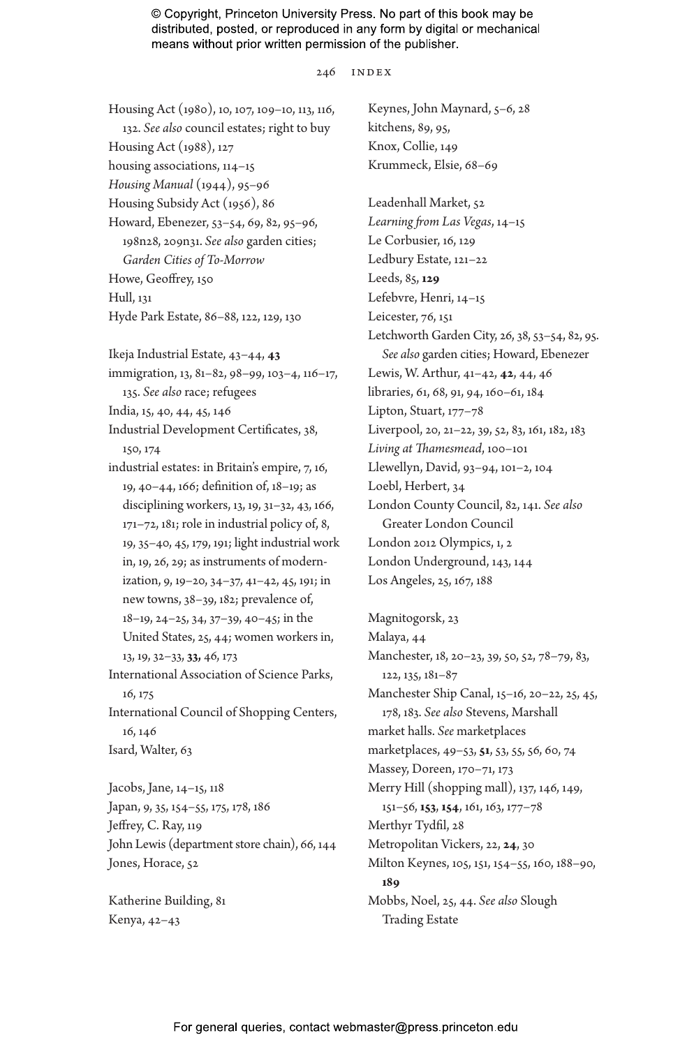Housing Act (1980), 10, 107, 109–10, 113, 116, 132. *See also* council estates; right to buy
Housing Act (1988), 127
housing associations, 114–15
*Housing Manual* (1944), 95–96
Housing Subsidy Act (1956), 86
Howard, Ebenezer, 53–54, 69, 82, 95–96, 198n28, 209n31. *See also* garden cities; *Garden Cities of To-Morrow*
Howe, Geoffrey, 150
Hull, 131
Hyde Park Estate, 86–88, 122, 129, 130

Ikeja Industrial Estate, 43–44, **43**
immigration, 13, 81–82, 98–99, 103–4, 116–17, 135. *See also* race; refugees
India, 15, 40, 44, 45, 146
Industrial Development Certificates, 38, 150, 174
industrial estates: in Britain's empire, 7, 16, 19, 40–44, 166; definition of, 18–19; as disciplining workers, 13, 19, 31–32, 43, 166, 171–72, 181; role in industrial policy of, 8, 19, 35–40, 45, 179, 191; light industrial work in, 19, 26, 29; as instruments of modernization, 9, 19–20, 34–37, 41–42, 45, 191; in new towns, 38–39, 182; prevalence of, 18–19, 24–25, 34, 37–39, 40–45; in the United States, 25, 44; women workers in, 13, 19, 32–33, **33,** 46, 173
International Association of Science Parks, 16, 175
International Council of Shopping Centers, 16, 146
Isard, Walter, 63

Jacobs, Jane, 14–15, 118
Japan, 9, 35, 154–55, 175, 178, 186
Jeffrey, C. Ray, 119
John Lewis (department store chain), 66, 144
Jones, Horace, 52

Katherine Building, 81
Kenya, 42–43

Keynes, John Maynard, 5–6, 28
kitchens, 89, 95,
Knox, Collie, 149
Krummeck, Elsie, 68–69

Leadenhall Market, 52
*Learning from Las Vegas*, 14–15
Le Corbusier, 16, 129
Ledbury Estate, 121–22
Leeds, 85, **129**
Lefebvre, Henri, 14–15
Leicester, 76, 151
Letchworth Garden City, 26, 38, 53–54, 82, 95. *See also* garden cities; Howard, Ebenezer
Lewis, W. Arthur, 41–42, **42**, 44, 46
libraries, 61, 68, 91, 94, 160–61, 184
Lipton, Stuart, 177–78
Liverpool, 20, 21–22, 39, 52, 83, 161, 182, 183
*Living at Thamesmead*, 100–101
Llewellyn, David, 93–94, 101–2, 104
Loebl, Herbert, 34
London County Council, 82, 141. *See also* Greater London Council
London 2012 Olympics, 1, 2
London Underground, 143, 144
Los Angeles, 25, 167, 188

Magnitogorsk, 23
Malaya, 44
Manchester, 18, 20–23, 39, 50, 52, 78–79, 83, 122, 135, 181–87
Manchester Ship Canal, 15–16, 20–22, 25, 45, 178, 183. *See also* Stevens, Marshall
market halls. *See* marketplaces
marketplaces, 49–53, **51**, 53, 55, 56, 60, 74
Massey, Doreen, 170–71, 173
Merry Hill (shopping mall), 137, 146, 149, 151–56, **153**, **154**, 161, 163, 177–78
Merthyr Tydfil, 28
Metropolitan Vickers, 22, **24**, 30
Milton Keynes, 105, 151, 154–55, 160, 188–90, **189**
Mobbs, Noel, 25, 44. *See also* Slough Trading Estate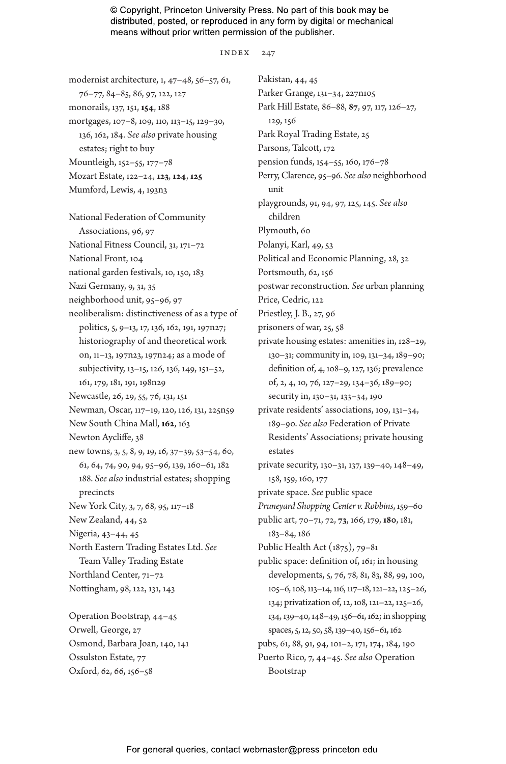modernist architecture, 1, 47–48, 56–57, 61, 76–77, 84–85, 86, 97, 122, 127
monorails, 137, 151, **154**, 188
mortgages, 107–8, 109, 110, 113–15, 129–30, 136, 162, 184. *See also* private housing estates; right to buy
Mountleigh, 152–55, 177–78
Mozart Estate, 122–24, **123**, **124**, **125**
Mumford, Lewis, 4, 193n3

National Federation of Community Associations, 96, 97
National Fitness Council, 31, 171–72
National Front, 104
national garden festivals, 10, 150, 183
Nazi Germany, 9, 31, 35
neighborhood unit, 95–96, 97
neoliberalism: distinctiveness of as a type of politics, 5, 9–13, 17, 136, 162, 191, 197n27; historiography of and theoretical work on, 11–13, 197n23, 197n24; as a mode of subjectivity, 13–15, 126, 136, 149, 151–52, 161, 179, 181, 191, 198n29
Newcastle, 26, 29, 55, 76, 131, 151
Newman, Oscar, 117–19, 120, 126, 131, 225n59
New South China Mall, **162**, 163
Newton Aycliffe, 38
new towns, 3, 5, 8, 9, 19, 16, 37–39, 53–54, 60, 61, 64, 74, 90, 94, 95–96, 139, 160–61, 182 188. *See also* industrial estates; shopping precincts
New York City, 3, 7, 68, 95, 117–18
New Zealand, 44, 52
Nigeria, 43–44, 45
North Eastern Trading Estates Ltd. *See* Team Valley Trading Estate
Northland Center, 71–72
Nottingham, 98, 122, 131, 143

Operation Bootstrap, 44–45
Orwell, George, 27
Osmond, Barbara Joan, 140, 141
Ossulston Estate, 77
Oxford, 62, 66, 156–58

Pakistan, 44, 45
Parker Grange, 131–34, 227n105
Park Hill Estate, 86–88, **87**, 97, 117, 126–27, 129, 156
Park Royal Trading Estate, 25
Parsons, Talcott, 172
pension funds, 154–55, 160, 176–78
Perry, Clarence, 95–96. *See also* neighborhood unit
playgrounds, 91, 94, 97, 125, 145. *See also* children
Plymouth, 60
Polanyi, Karl, 49, 53
Political and Economic Planning, 28, 32
Portsmouth, 62, 156
postwar reconstruction. *See* urban planning
Price, Cedric, 122
Priestley, J. B., 27, 96
prisoners of war, 25, 58
private housing estates: amenities in, 128–29, 130–31; community in, 109, 131–34, 189–90; definition of, 4, 108–9, 127, 136; prevalence of, 2, 4, 10, 76, 127–29, 134–36, 189–90; security in, 130–31, 133–34, 190
private residents' associations, 109, 131–34, 189–90. *See also* Federation of Private Residents' Associations; private housing estates
private security, 130–31, 137, 139–40, 148–49, 158, 159, 160, 177
private space. *See* public space
*Pruneyard Shopping Center v. Robbins*, 159–60
public art, 70–71, 72, **73**, 166, 179, **180**, 181, 183–84, 186
Public Health Act (1875), 79–81
public space: definition of, 161; in housing developments, 5, 76, 78, 81, 83, 88, 99, 100, 105–6, 108, 113–14, 116, 117–18, 121–22, 125–26, 134; privatization of, 12, 108, 121–22, 125–26, 134, 139–40, 148–49, 156–61, 162; in shopping spaces, 5, 12, 50, 58, 139–40, 156–61, 162
pubs, 61, 88, 91, 94, 101–2, 171, 174, 184, 190
Puerto Rico, 7, 44–45. *See also* Operation Bootstrap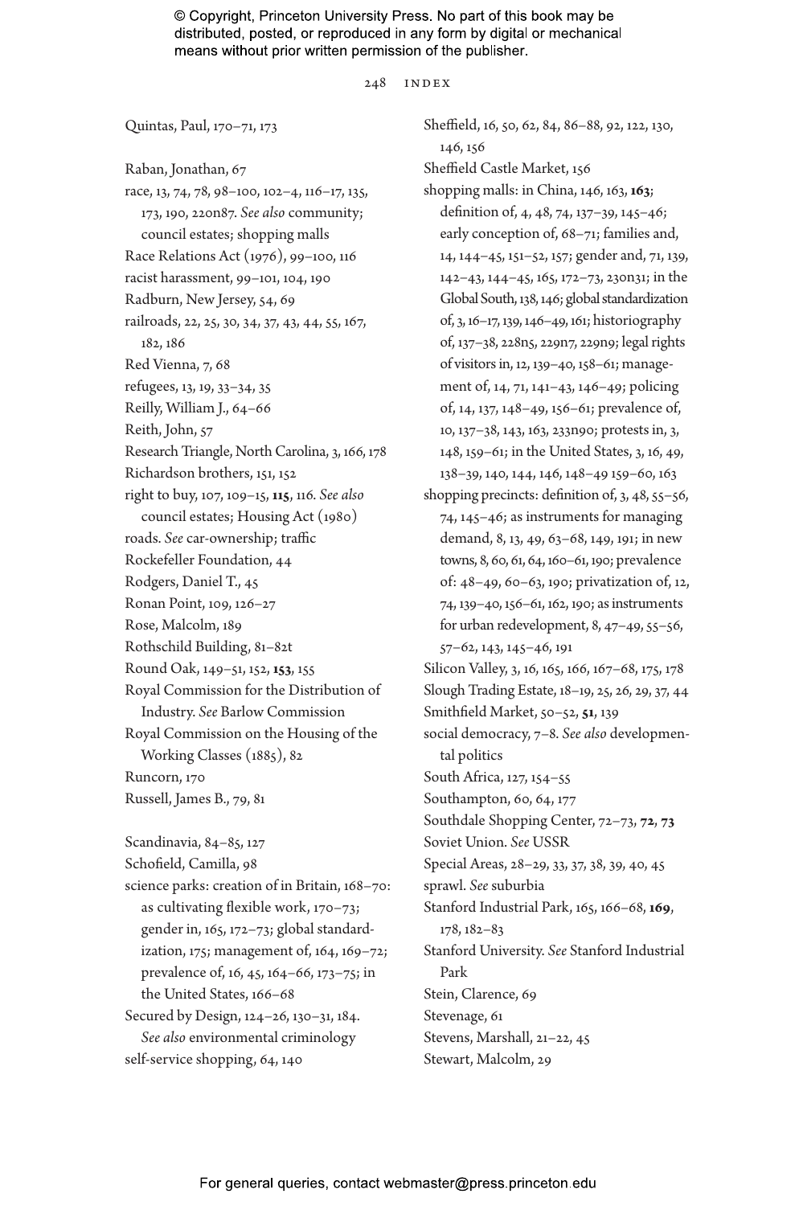Quintas, Paul, 170–71, 173

Raban, Jonathan, 67
race, 13, 74, 78, 98–100, 102–4, 116–17, 135, 173, 190, 220n87. *See also* community; council estates; shopping malls
Race Relations Act (1976), 99–100, 116
racist harassment, 99–101, 104, 190
Radburn, New Jersey, 54, 69
railroads, 22, 25, 30, 34, 37, 43, 44, 55, 167, 182, 186
Red Vienna, 7, 68
refugees, 13, 19, 33–34, 35
Reilly, William J., 64–66
Reith, John, 57
Research Triangle, North Carolina, 3, 166, 178
Richardson brothers, 151, 152
right to buy, 107, 109–15, **115**, 116. *See also* council estates; Housing Act (1980)
roads. *See* car-ownership; traffic
Rockefeller Foundation, 44
Rodgers, Daniel T., 45
Ronan Point, 109, 126–27
Rose, Malcolm, 189
Rothschild Building, 81–82t
Round Oak, 149–51, 152, **153**, 155
Royal Commission for the Distribution of Industry. *See* Barlow Commission
Royal Commission on the Housing of the Working Classes (1885), 82
Runcorn, 170
Russell, James B., 79, 81

Scandinavia, 84–85, 127
Schofield, Camilla, 98
science parks: creation of in Britain, 168–70: as cultivating flexible work, 170–73; gender in, 165, 172–73; global standardization, 175; management of, 164, 169–72; prevalence of, 16, 45, 164–66, 173–75; in the United States, 166–68
Secured by Design, 124–26, 130–31, 184. *See also* environmental criminology
self-service shopping, 64, 140

Sheffield, 16, 50, 62, 84, 86–88, 92, 122, 130, 146, 156
Sheffield Castle Market, 156
shopping malls: in China, 146, 163, **163**; definition of, 4, 48, 74, 137–39, 145–46; early conception of, 68–71; families and, 14, 144–45, 151–52, 157; gender and, 71, 139, 142–43, 144–45, 165, 172–73, 230n31; in the Global South, 138, 146; global standardization of, 3, 16–17, 139, 146–49, 161; historiography of, 137–38, 228n5, 229n7, 229n9; legal rights of visitors in, 12, 139–40, 158–61; management of, 14, 71, 141–43, 146–49; policing of, 14, 137, 148–49, 156–61; prevalence of, 10, 137–38, 143, 163, 233n90; protests in, 3, 148, 159–61; in the United States, 3, 16, 49, 138–39, 140, 144, 146, 148–49 159–60, 163
shopping precincts: definition of, 3, 48, 55–56, 74, 145–46; as instruments for managing demand, 8, 13, 49, 63–68, 149, 191; in new towns, 8, 60, 61, 64, 160–61, 190; prevalence of: 48–49, 60–63, 190; privatization of, 12, 74, 139–40, 156–61, 162, 190; as instruments for urban redevelopment, 8, 47–49, 55–56, 57–62, 143, 145–46, 191
Silicon Valley, 3, 16, 165, 166, 167–68, 175, 178
Slough Trading Estate, 18–19, 25, 26, 29, 37, 44
Smithfield Market, 50–52, **51**, 139
social democracy, 7–8. *See also* developmental politics
South Africa, 127, 154–55
Southampton, 60, 64, 177
Southdale Shopping Center, 72–73, **72**, **73**
Soviet Union. *See* USSR
Special Areas, 28–29, 33, 37, 38, 39, 40, 45
sprawl. *See* suburbia
Stanford Industrial Park, 165, 166–68, **169**, 178, 182–83
Stanford University. *See* Stanford Industrial Park
Stein, Clarence, 69
Stevenage, 61
Stevens, Marshall, 21–22, 45
Stewart, Malcolm, 29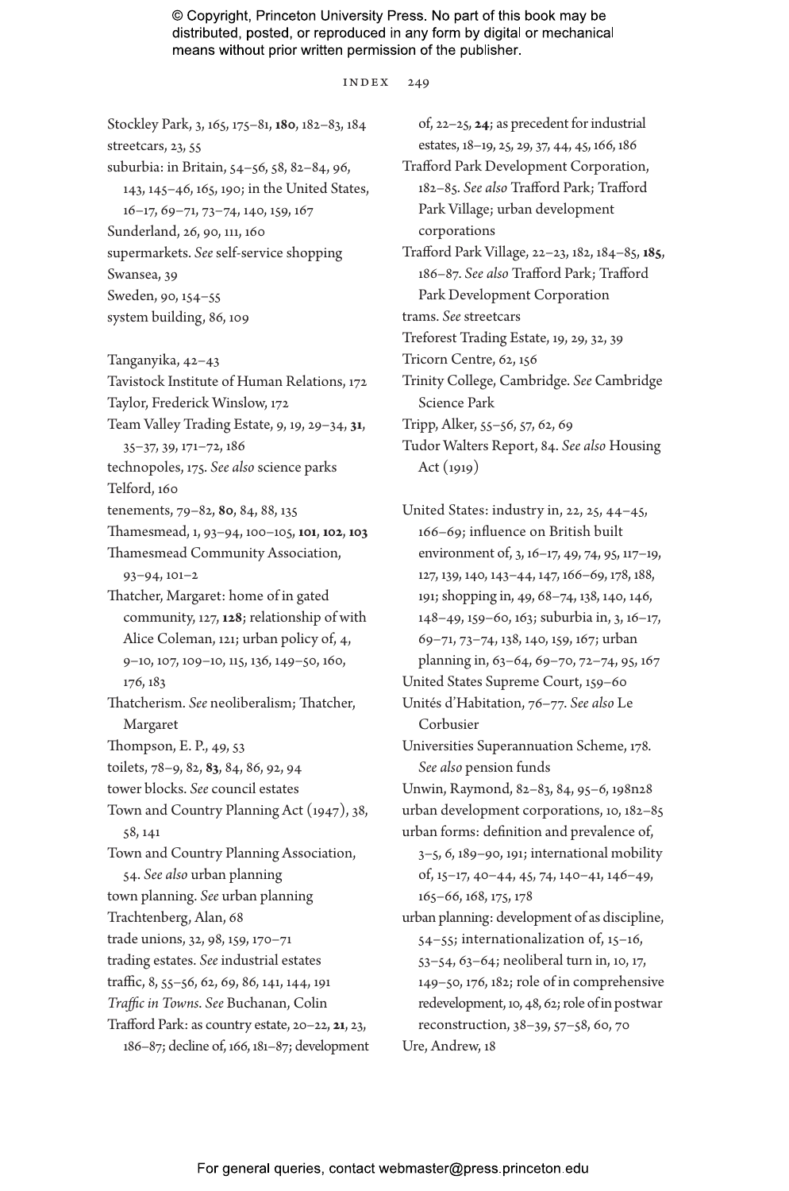Stockley Park, 3, 165, 175–81, **180**, 182–83, 184
streetcars, 23, 55
suburbia: in Britain, 54–56, 58, 82–84, 96, 143, 145–46, 165, 190; in the United States, 16–17, 69–71, 73–74, 140, 159, 167
Sunderland, 26, 90, 111, 160
supermarkets. *See* self-service shopping
Swansea, 39
Sweden, 90, 154–55
system building, 86, 109

Tanganyika, 42–43
Tavistock Institute of Human Relations, 172
Taylor, Frederick Winslow, 172
Team Valley Trading Estate, 9, 19, 29–34, **31**, 35–37, 39, 171–72, 186
technopoles, 175. *See also* science parks
Telford, 160
tenements, 79–82, **80**, 84, 88, 135
Thamesmead, 1, 93–94, 100–105, **101**, **102**, **103**
Thamesmead Community Association, 93–94, 101–2
Thatcher, Margaret: home of in gated community, 127, **128**; relationship of with Alice Coleman, 121; urban policy of, 4, 9–10, 107, 109–10, 115, 136, 149–50, 160, 176, 183
Thatcherism. *See* neoliberalism; Thatcher, Margaret
Thompson, E. P., 49, 53
toilets, 78–9, 82, **83**, 84, 86, 92, 94
tower blocks. *See* council estates
Town and Country Planning Act (1947), 38, 58, 141
Town and Country Planning Association, 54. *See also* urban planning
town planning. *See* urban planning
Trachtenberg, Alan, 68
trade unions, 32, 98, 159, 170–71
trading estates. *See* industrial estates
traffic, 8, 55–56, 62, 69, 86, 141, 144, 191
*Traffic in Towns*. *See* Buchanan, Colin
Trafford Park: as country estate, 20–22, **21**, 23, 186–87; decline of, 166, 181–87; development of, 22–25, **24**; as precedent for industrial estates, 18–19, 25, 29, 37, 44, 45, 166, 186
Trafford Park Development Corporation, 182–85. *See also* Trafford Park; Trafford Park Village; urban development corporations
Trafford Park Village, 22–23, 182, 184–85, **185**, 186–87. *See also* Trafford Park; Trafford Park Development Corporation
trams. *See* streetcars
Treforest Trading Estate, 19, 29, 32, 39
Tricorn Centre, 62, 156
Trinity College, Cambridge. *See* Cambridge Science Park
Tripp, Alker, 55–56, 57, 62, 69
Tudor Walters Report, 84. *See also* Housing Act (1919)

United States: industry in, 22, 25, 44–45, 166–69; influence on British built environment of, 3, 16–17, 49, 74, 95, 117–19, 127, 139, 140, 143–44, 147, 166–69, 178, 188, 191; shopping in, 49, 68–74, 138, 140, 146, 148–49, 159–60, 163; suburbia in, 3, 16–17, 69–71, 73–74, 138, 140, 159, 167; urban planning in, 63–64, 69–70, 72–74, 95, 167
United States Supreme Court, 159–60
Unités d'Habitation, 76–77. *See also* Le Corbusier
Universities Superannuation Scheme, 178. *See also* pension funds
Unwin, Raymond, 82–83, 84, 95–6, 198n28
urban development corporations, 10, 182–85
urban forms: definition and prevalence of, 3–5, 6, 189–90, 191; international mobility of, 15–17, 40–44, 45, 74, 140–41, 146–49, 165–66, 168, 175, 178
urban planning: development of as discipline, 54–55; internationalization of, 15–16, 53–54, 63–64; neoliberal turn in, 10, 17, 149–50, 176, 182; role of in comprehensive redevelopment, 10, 48, 62; role of in postwar reconstruction, 38–39, 57–58, 60, 70
Ure, Andrew, 18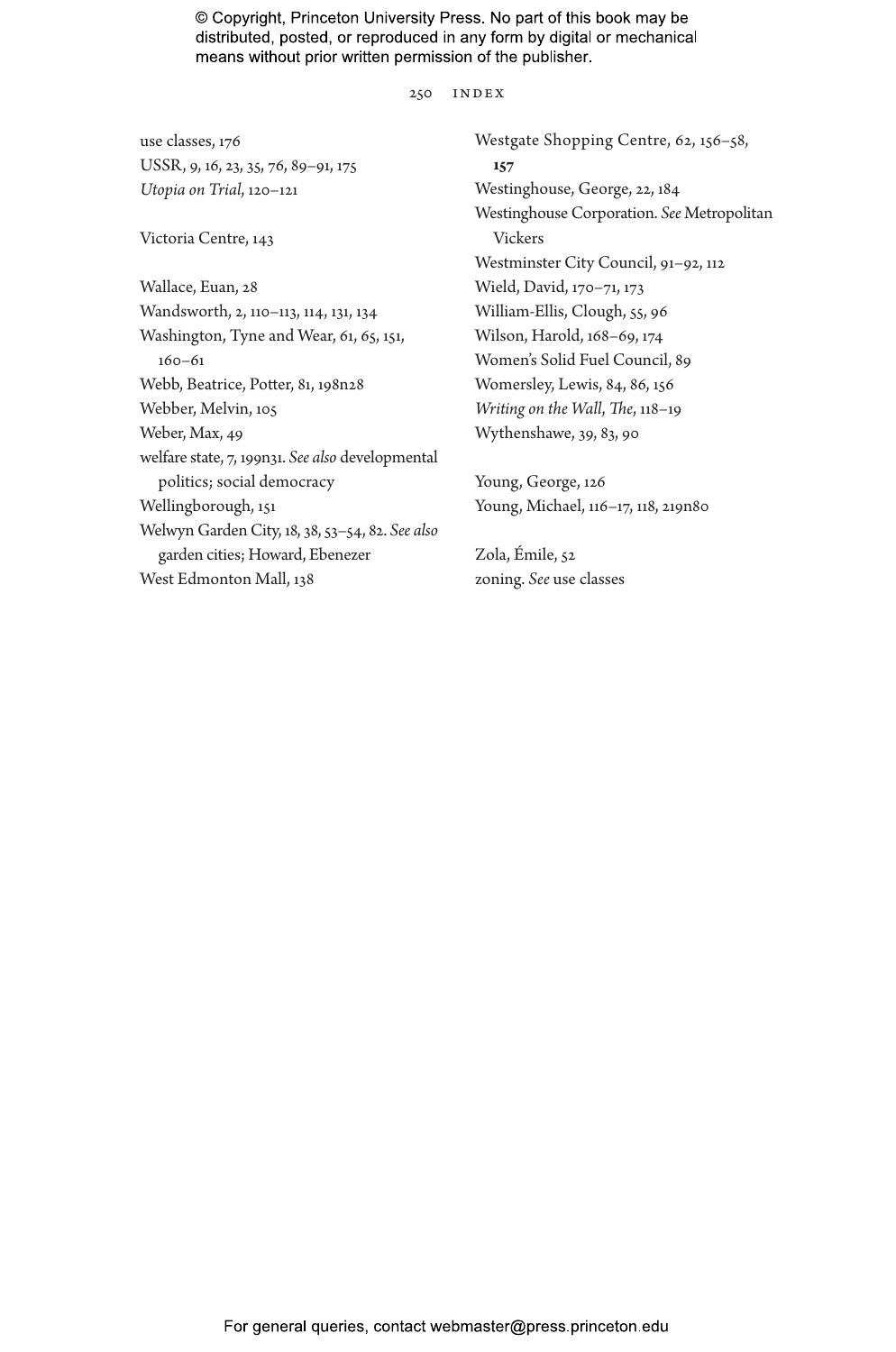use classes, 176
USSR, 9, 16, 23, 35, 76, 89–91, 175
*Utopia on Trial*, 120–121

Victoria Centre, 143

Wallace, Euan, 28
Wandsworth, 2, 110–113, 114, 131, 134
Washington, Tyne and Wear, 61, 65, 151, 160–61
Webb, Beatrice, Potter, 81, 198n28
Webber, Melvin, 105
Weber, Max, 49
welfare state, 7, 199n31. *See also* developmental politics; social democracy
Wellingborough, 151
Welwyn Garden City, 18, 38, 53–54, 82. *See also* garden cities; Howard, Ebenezer
West Edmonton Mall, 138
Westgate Shopping Centre, 62, 156–58, **157**
Westinghouse, George, 22, 184
Westinghouse Corporation. *See* Metropolitan Vickers
Westminster City Council, 91–92, 112
Wield, David, 170–71, 173
William-Ellis, Clough, 55, 96
Wilson, Harold, 168–69, 174
Women's Solid Fuel Council, 89
Womersley, Lewis, 84, 86, 156
*Writing on the Wall, The*, 118–19
Wythenshawe, 39, 83, 90

Young, George, 126
Young, Michael, 116–17, 118, 219n80

Zola, Émile, 52
zoning. *See* use classes